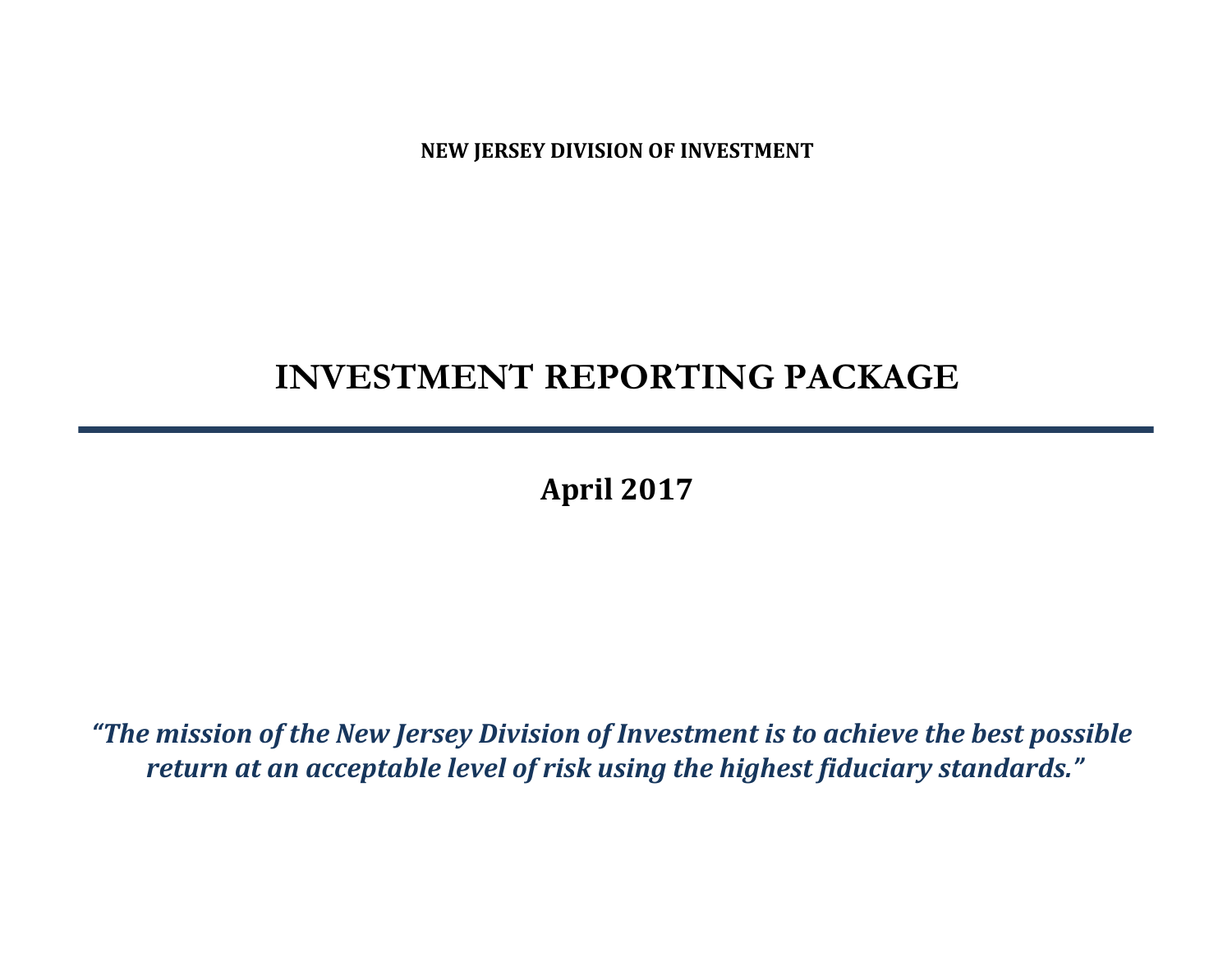**NEW JERSEY DIVISION OF INVESTMENT**

# INVESTMENT REPORTING PACKAGE

---

## April 2017

***"The mission of the New Jersey Division of Investment is to achieve the best possible return at an acceptable level of risk using the highest fiduciary standards."***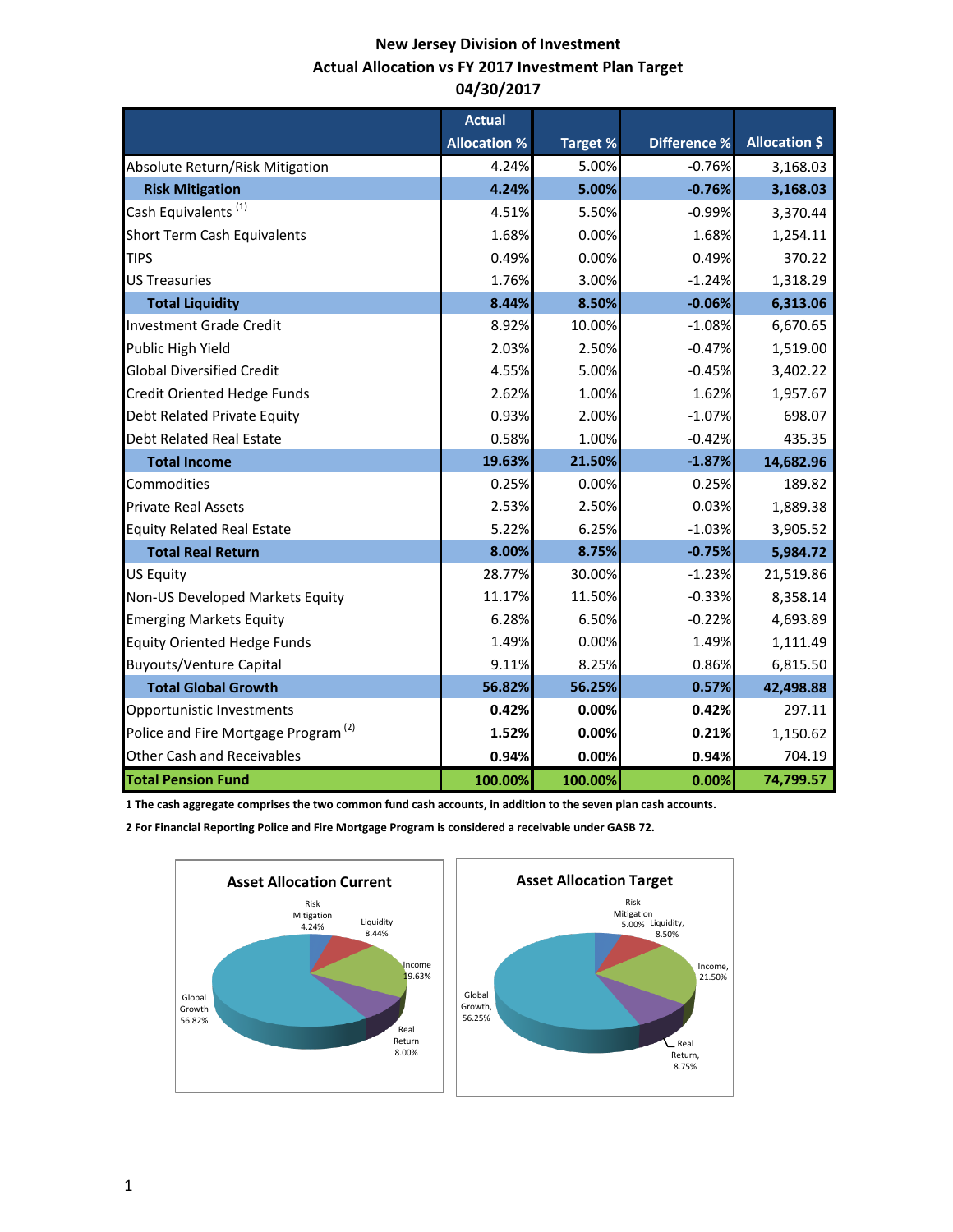# New Jersey Division of Investment
## Actual Allocation vs FY 2017 Investment Plan Target
## 04/30/2017

| | Actual Allocation % | Target % | Difference % | Allocation $ |
|---|---|---|---|---|
| Absolute Return/Risk Mitigation | 4.24% | 5.00% | -0.76% | 3,168.03 |
| **Risk Mitigation** | **4.24%** | **5.00%** | **-0.76%** | **3,168.03** |
| Cash Equivalents [1] | 4.51% | 5.50% | -0.99% | 3,370.44 |
| Short Term Cash Equivalents | 1.68% | 0.00% | 1.68% | 1,254.11 |
| TIPS | 0.49% | 0.00% | 0.49% | 370.22 |
| US Treasuries | 1.76% | 3.00% | -1.24% | 1,318.29 |
| **Total Liquidity** | **8.44%** | **8.50%** | **-0.06%** | **6,313.06** |
| Investment Grade Credit | 8.92% | 10.00% | -1.08% | 6,670.65 |
| Public High Yield | 2.03% | 2.50% | -0.47% | 1,519.00 |
| Global Diversified Credit | 4.55% | 5.00% | -0.45% | 3,402.22 |
| Credit Oriented Hedge Funds | 2.62% | 1.00% | 1.62% | 1,957.67 |
| Debt Related Private Equity | 0.93% | 2.00% | -1.07% | 698.07 |
| Debt Related Real Estate | 0.58% | 1.00% | -0.42% | 435.35 |
| **Total Income** | **19.63%** | **21.50%** | **-1.87%** | **14,682.96** |
| Commodities | 0.25% | 0.00% | 0.25% | 189.82 |
| Private Real Assets | 2.53% | 2.50% | 0.03% | 1,889.38 |
| Equity Related Real Estate | 5.22% | 6.25% | -1.03% | 3,905.52 |
| **Total Real Return** | **8.00%** | **8.75%** | **-0.75%** | **5,984.72** |
| US Equity | 28.77% | 30.00% | -1.23% | 21,519.86 |
| Non-US Developed Markets Equity | 11.17% | 11.50% | -0.33% | 8,358.14 |
| Emerging Markets Equity | 6.28% | 6.50% | -0.22% | 4,693.89 |
| Equity Oriented Hedge Funds | 1.49% | 0.00% | 1.49% | 1,111.49 |
| Buyouts/Venture Capital | 9.11% | 8.25% | 0.86% | 6,815.50 |
| **Total Global Growth** | **56.82%** | **56.25%** | **0.57%** | **42,498.88** |
| Opportunistic Investments | **0.42%** | **0.00%** | **0.42%** | 297.11 |
| Police and Fire Mortgage Program [2] | **1.52%** | **0.00%** | **0.21%** | 1,150.62 |
| Other Cash and Receivables | **0.94%** | **0.00%** | **0.94%** | 704.19 |
| **Total Pension Fund** | **100.00%** | **100.00%** | **0.00%** | **74,799.57** |

**1 The cash aggregate comprises the two common fund cash accounts, in addition to the seven plan cash accounts.**

**2 For Financial Reporting Police and Fire Mortgage Program is considered a receivable under GASB 72.**

**Asset Allocation Current**

Risk Mitigation 4.24%; Liquidity 8.44%; Income 19.63%; Real Return 8.00%; Global Growth 56.82%

**Asset Allocation Target**

Risk Mitigation 5.00%; Liquidity, 8.50%; Income, 21.50%; Real Return, 8.75%; Global Growth, 56.25%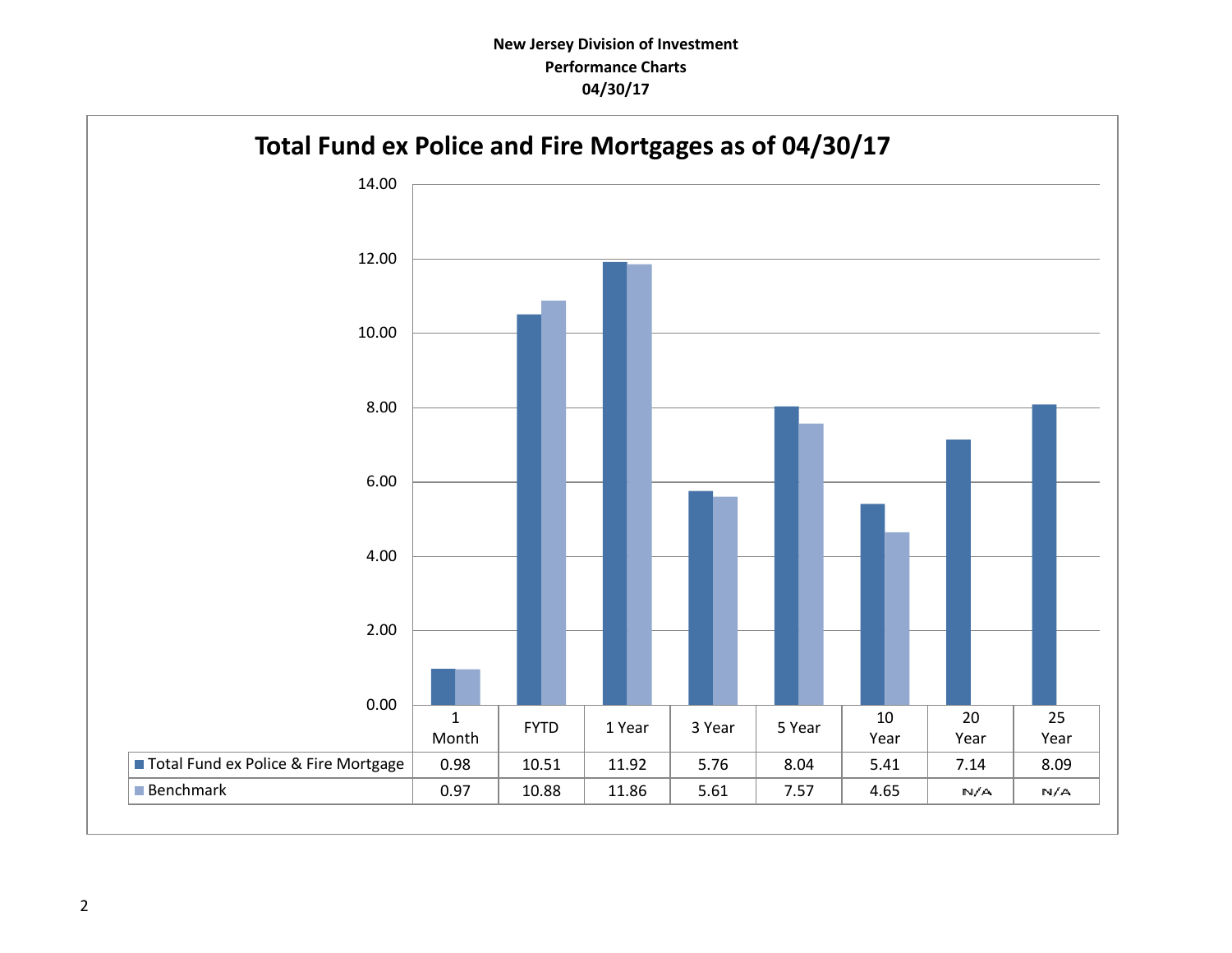**New Jersey Division of Investment**
**Performance Charts**
**04/30/17**

## Total Fund ex Police and Fire Mortgages as of 04/30/17

| | 1 Month | FYTD | 1 Year | 3 Year | 5 Year | 10 Year | 20 Year | 25 Year |
|---|---|---|---|---|---|---|---|---|
| Total Fund ex Police & Fire Mortgage | 0.98 | 10.51 | 11.92 | 5.76 | 8.04 | 5.41 | 7.14 | 8.09 |
| Benchmark | 0.97 | 10.88 | 11.86 | 5.61 | 7.57 | 4.65 | N/A | N/A |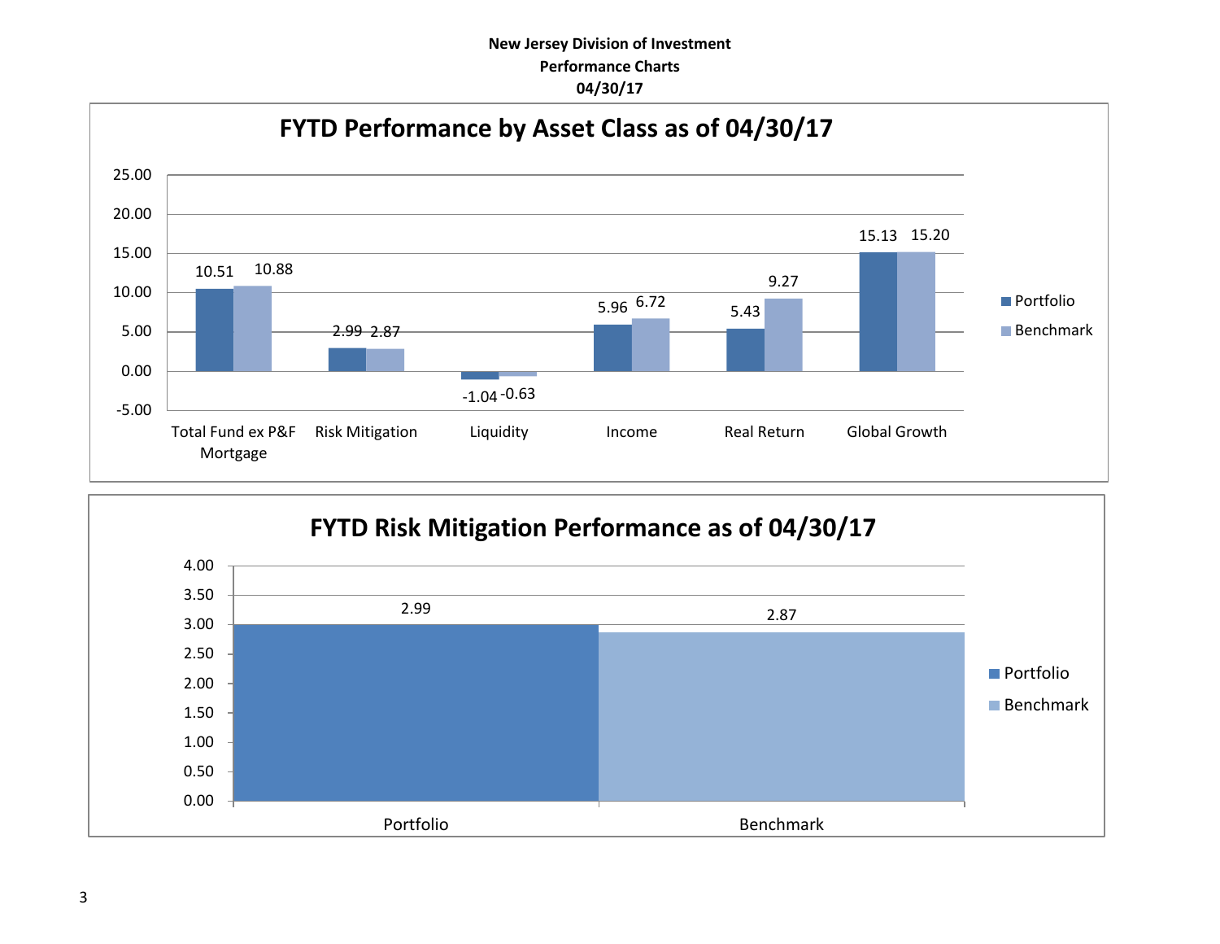**New Jersey Division of Investment**
**Performance Charts**
**04/30/17**

## FYTD Performance by Asset Class as of 04/30/17

| | Portfolio | Benchmark |
|---|---|---|
| Total Fund ex P&F Mortgage | 10.51 | 10.88 |
| Risk Mitigation | 2.99 | 2.87 |
| Liquidity | -1.04 | -0.63 |
| Income | 5.96 | 6.72 |
| Real Return | 5.43 | 9.27 |
| Global Growth | 15.13 | 15.20 |

## FYTD Risk Mitigation Performance as of 04/30/17

| | Value |
|---|---|
| Portfolio | 2.99 |
| Benchmark | 2.87 |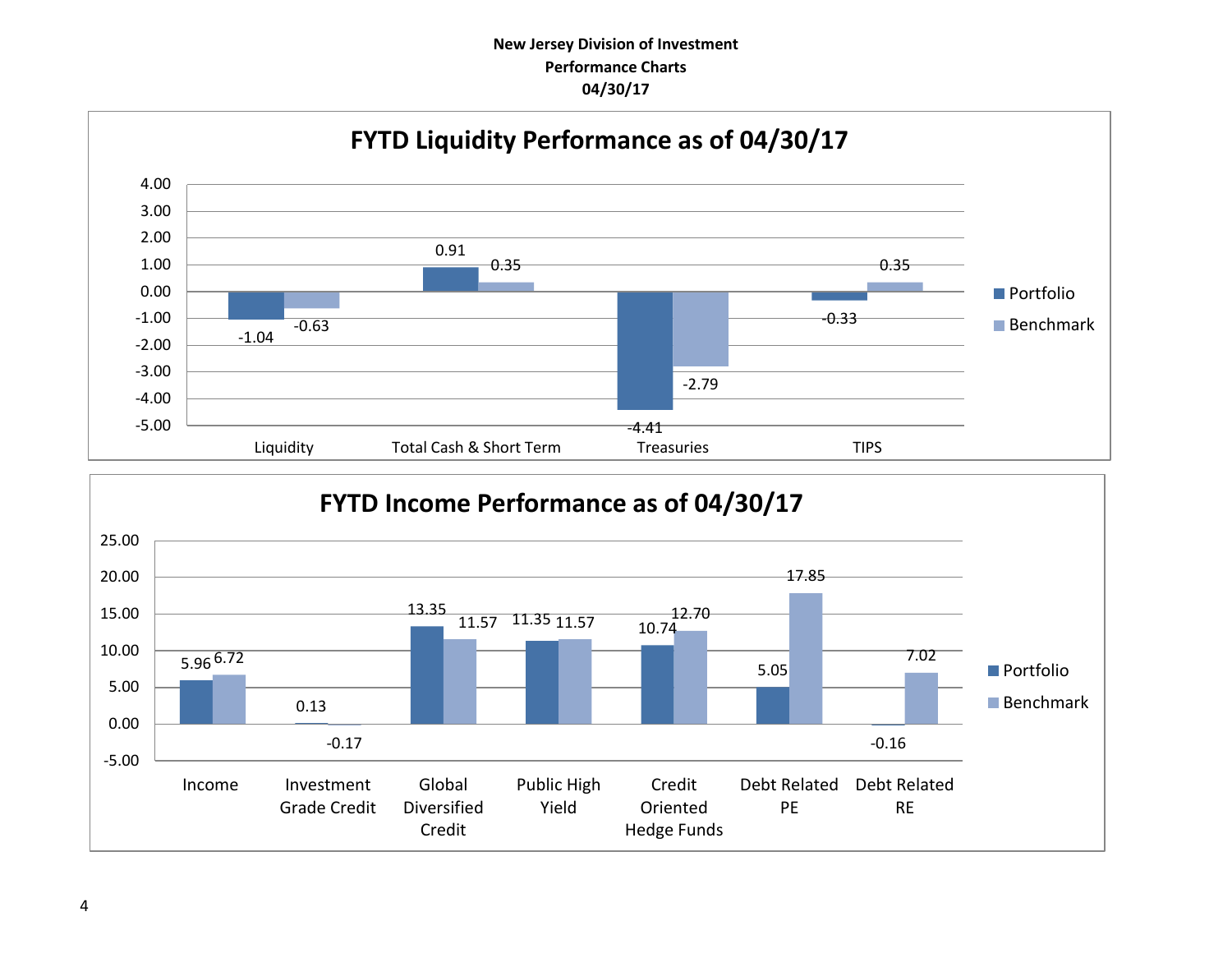**New Jersey Division of Investment**
**Performance Charts**
**04/30/17**

## FYTD Liquidity Performance as of 04/30/17

| | Portfolio | Benchmark |
|---|---|---|
| Liquidity | -1.04 | -0.63 |
| Total Cash & Short Term | 0.91 | 0.35 |
| Treasuries | -4.41 | -2.79 |
| TIPS | -0.33 | 0.35 |

## FYTD Income Performance as of 04/30/17

| | Portfolio | Benchmark |
|---|---|---|
| Income | 5.96 | 6.72 |
| Investment Grade Credit | 0.13 | -0.17 |
| Global Diversified Credit | 13.35 | 11.57 |
| Public High Yield | 11.35 | 11.57 |
| Credit Oriented Hedge Funds | 10.74 | 12.70 |
| Debt Related PE | 5.05 | 17.85 |
| Debt Related RE | -0.16 | 7.02 |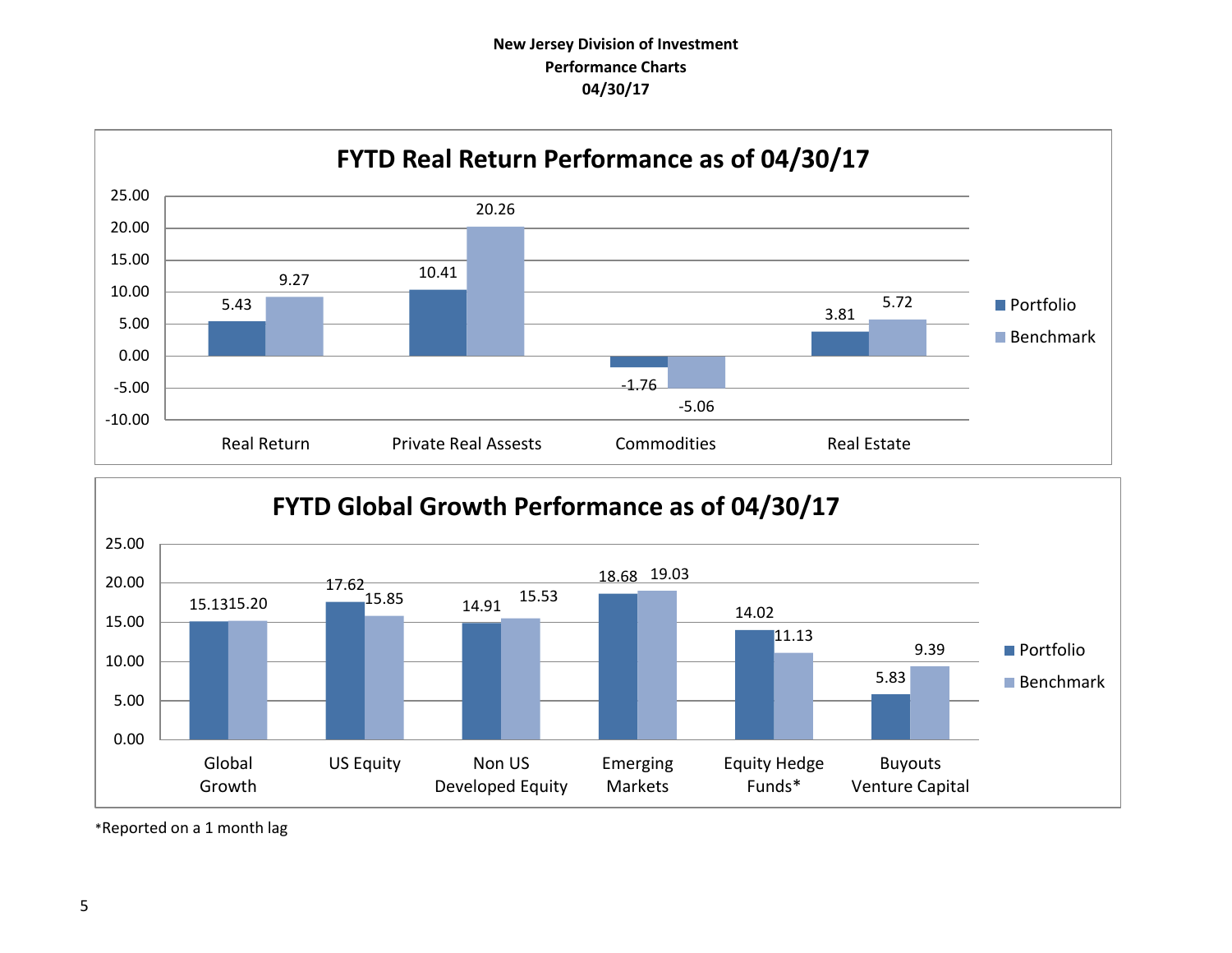**New Jersey Division of Investment**
**Performance Charts**
**04/30/17**

## FYTD Real Return Performance as of 04/30/17

| | Portfolio | Benchmark |
|---|---|---|
| Real Return | 5.43 | 9.27 |
| Private Real Assests | 10.41 | 20.26 |
| Commodities | -1.76 | -5.06 |
| Real Estate | 3.81 | 5.72 |

## FYTD Global Growth Performance as of 04/30/17

| | Portfolio | Benchmark |
|---|---|---|
| Global Growth | 15.13 | 15.20 |
| US Equity | 17.62 | 15.85 |
| Non US Developed Equity | 14.91 | 15.53 |
| Emerging Markets | 18.68 | 19.03 |
| Equity Hedge Funds* | 14.02 | 11.13 |
| Buyouts Venture Capital | 5.83 | 9.39 |

*Reported on a 1 month lag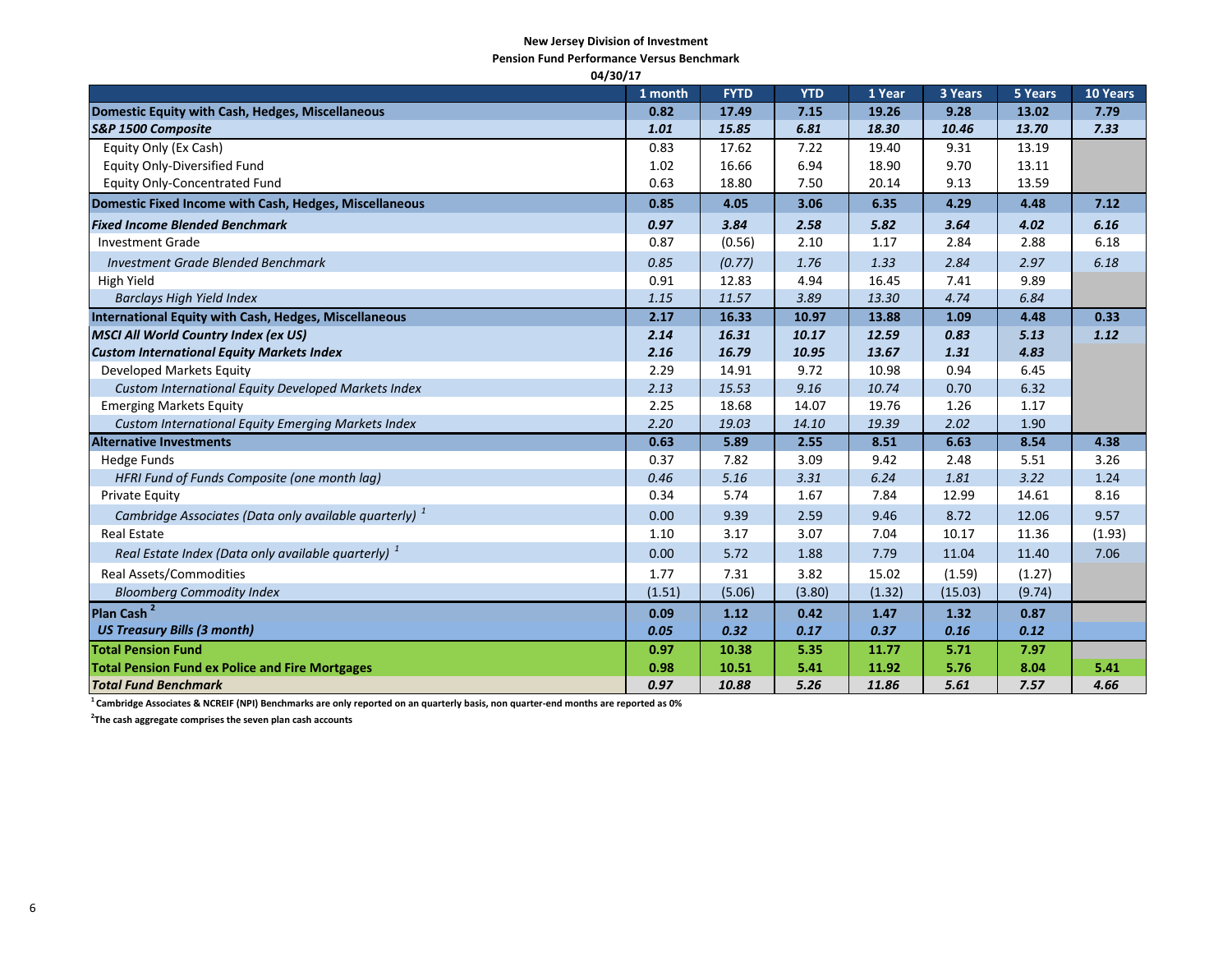**New Jersey Division of Investment**
**Pension Fund Performance Versus Benchmark**
**04/30/17**

| | 1 month | FYTD | YTD | 1 Year | 3 Years | 5 Years | 10 Years |
|---|---|---|---|---|---|---|---|
| **Domestic Equity with Cash, Hedges, Miscellaneous** | **0.82** | **17.49** | **7.15** | **19.26** | **9.28** | **13.02** | **7.79** |
| ***S&P 1500 Composite*** | ***1.01*** | ***15.85*** | ***6.81*** | ***18.30*** | ***10.46*** | ***13.70*** | ***7.33*** |
| Equity Only (Ex Cash) | 0.83 | 17.62 | 7.22 | 19.40 | 9.31 | 13.19 | |
| Equity Only-Diversified Fund | 1.02 | 16.66 | 6.94 | 18.90 | 9.70 | 13.11 | |
| Equity Only-Concentrated Fund | 0.63 | 18.80 | 7.50 | 20.14 | 9.13 | 13.59 | |
| **Domestic Fixed Income with Cash, Hedges, Miscellaneous** | **0.85** | **4.05** | **3.06** | **6.35** | **4.29** | **4.48** | **7.12** |
| ***Fixed Income Blended Benchmark*** | ***0.97*** | ***3.84*** | ***2.58*** | ***5.82*** | ***3.64*** | ***4.02*** | ***6.16*** |
| Investment Grade | 0.87 | (0.56) | 2.10 | 1.17 | 2.84 | 2.88 | 6.18 |
| *Investment Grade Blended Benchmark* | *0.85* | *(0.77)* | *1.76* | *1.33* | *2.84* | *2.97* | *6.18* |
| High Yield | 0.91 | 12.83 | 4.94 | 16.45 | 7.41 | 9.89 | |
| *Barclays High Yield Index* | *1.15* | *11.57* | *3.89* | *13.30* | *4.74* | *6.84* | |
| **International Equity with Cash, Hedges, Miscellaneous** | **2.17** | **16.33** | **10.97** | **13.88** | **1.09** | **4.48** | **0.33** |
| ***MSCI All World Country Index (ex US)*** | ***2.14*** | ***16.31*** | ***10.17*** | ***12.59*** | ***0.83*** | ***5.13*** | ***1.12*** |
| ***Custom International Equity Markets Index*** | ***2.16*** | ***16.79*** | ***10.95*** | ***13.67*** | ***1.31*** | ***4.83*** | |
| Developed Markets Equity | 2.29 | 14.91 | 9.72 | 10.98 | 0.94 | 6.45 | |
| *Custom International Equity Developed Markets Index* | *2.13* | *15.53* | *9.16* | *10.74* | *0.70* | *6.32* | |
| Emerging Markets Equity | 2.25 | 18.68 | 14.07 | 19.76 | 1.26 | 1.17 | |
| *Custom International Equity Emerging Markets Index* | *2.20* | *19.03* | *14.10* | *19.39* | *2.02* | *1.90* | |
| **Alternative Investments** | **0.63** | **5.89** | **2.55** | **8.51** | **6.63** | **8.54** | **4.38** |
| Hedge Funds | 0.37 | 7.82 | 3.09 | 9.42 | 2.48 | 5.51 | 3.26 |
| *HFRI Fund of Funds Composite (one month lag)* | *0.46* | *5.16* | *3.31* | *6.24* | *1.81* | *3.22* | *1.24* |
| Private Equity | 0.34 | 5.74 | 1.67 | 7.84 | 12.99 | 14.61 | 8.16 |
| *Cambridge Associates (Data only available quarterly)* [1] | 0.00 | 9.39 | 2.59 | 9.46 | 8.72 | 12.06 | 9.57 |
| Real Estate | 1.10 | 3.17 | 3.07 | 7.04 | 10.17 | 11.36 | (1.93) |
| *Real Estate Index (Data only available quarterly)* [1] | 0.00 | 5.72 | 1.88 | 7.79 | 11.04 | 11.40 | 7.06 |
| Real Assets/Commodities | 1.77 | 7.31 | 3.82 | 15.02 | (1.59) | (1.27) | |
| *Bloomberg Commodity Index* | (1.51) | (5.06) | (3.80) | (1.32) | (15.03) | (9.74) | |
| **Plan Cash** [2] | **0.09** | **1.12** | **0.42** | **1.47** | **1.32** | **0.87** | |
| ***US Treasury Bills (3 month)*** | ***0.05*** | ***0.32*** | ***0.17*** | ***0.37*** | ***0.16*** | ***0.12*** | |
| **Total Pension Fund** | **0.97** | **10.38** | **5.35** | **11.77** | **5.71** | **7.97** | |
| **Total Pension Fund ex Police and Fire Mortgages** | **0.98** | **10.51** | **5.41** | **11.92** | **5.76** | **8.04** | **5.41** |
| ***Total Fund Benchmark*** | ***0.97*** | ***10.88*** | ***5.26*** | ***11.86*** | ***5.61*** | ***7.57*** | ***4.66*** |

[1] **Cambridge Associates & NCREIF (NPI) Benchmarks are only reported on an quarterly basis, non quarter-end months are reported as 0%**

[2] **The cash aggregate comprises the seven plan cash accounts**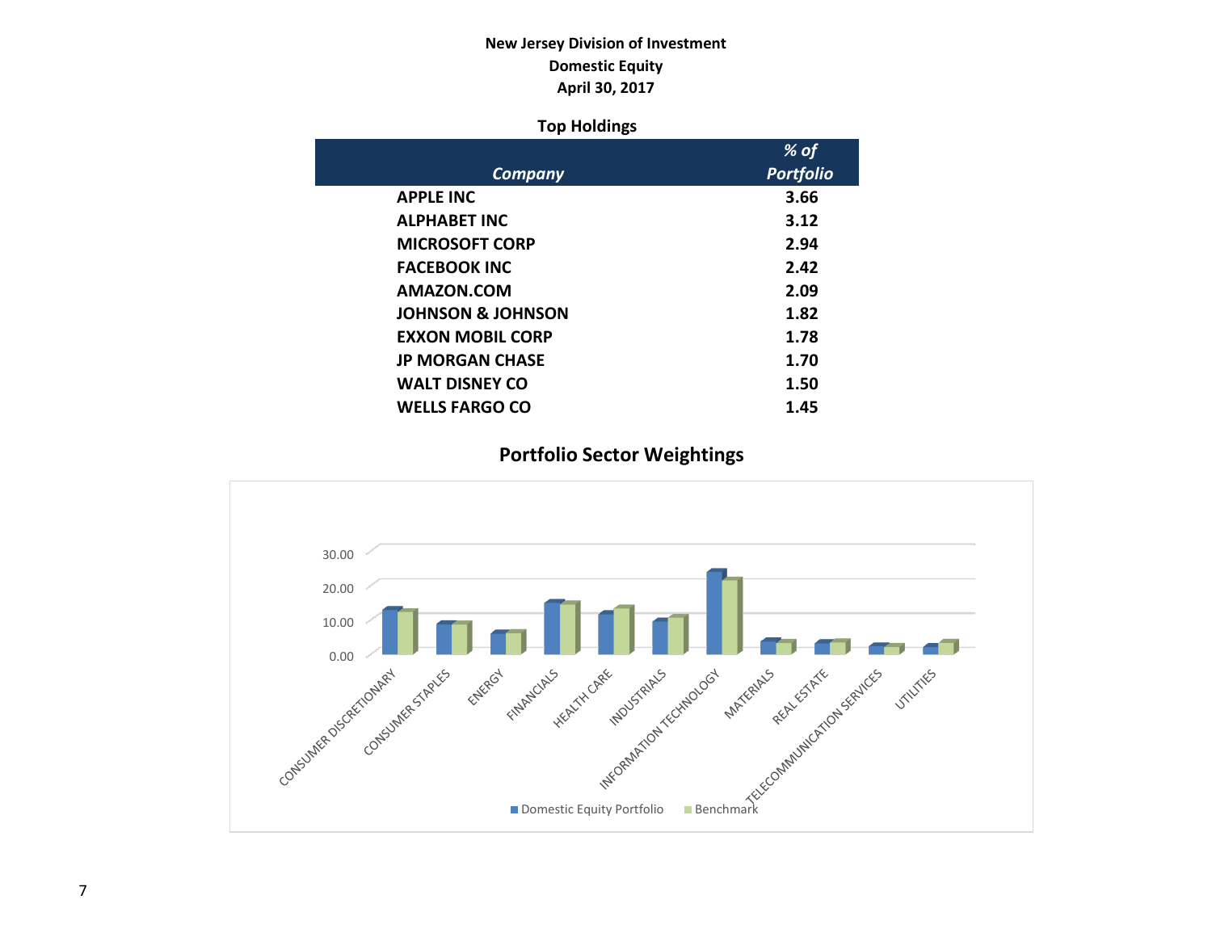# New Jersey Division of Investment

## Domestic Equity

## April 30, 2017

### Top Holdings

| *Company* | *% of Portfolio* |
|---|---|
| APPLE INC | 3.66 |
| ALPHABET INC | 3.12 |
| MICROSOFT CORP | 2.94 |
| FACEBOOK INC | 2.42 |
| AMAZON.COM | 2.09 |
| JOHNSON & JOHNSON | 1.82 |
| EXXON MOBIL CORP | 1.78 |
| JP MORGAN CHASE | 1.70 |
| WALT DISNEY CO | 1.50 |
| WELLS FARGO CO | 1.45 |

### Portfolio Sector Weightings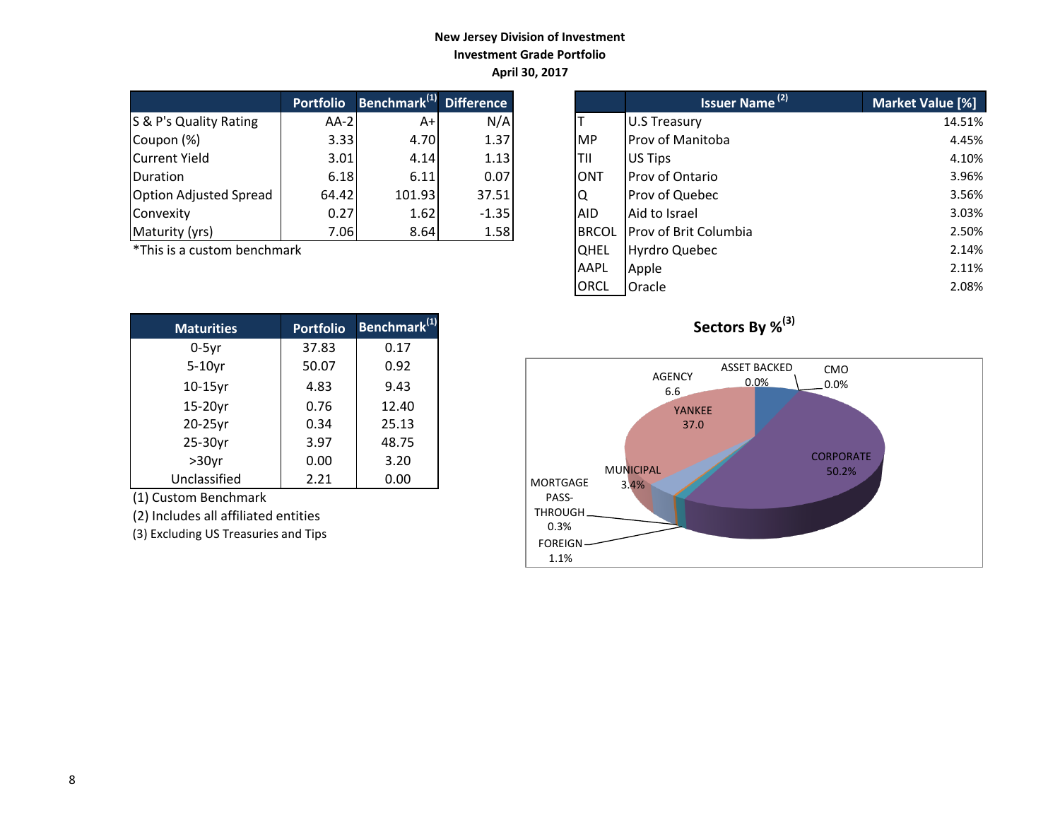**New Jersey Division of Investment**
**Investment Grade Portfolio**
**April 30, 2017**

| | Portfolio | Benchmark[1] | Difference |
|---|---|---|---|
| S & P's Quality Rating | AA-2 | A+ | N/A |
| Coupon (%) | 3.33 | 4.70 | 1.37 |
| Current Yield | 3.01 | 4.14 | 1.13 |
| Duration | 6.18 | 6.11 | 0.07 |
| Option Adjusted Spread | 64.42 | 101.93 | 37.51 |
| Convexity | 0.27 | 1.62 | -1.35 |
| Maturity (yrs) | 7.06 | 8.64 | 1.58 |

*This is a custom benchmark

| | Issuer Name [2] | Market Value [%] |
|---|---|---|
| T | U.S Treasury | 14.51% |
| MP | Prov of Manitoba | 4.45% |
| TII | US Tips | 4.10% |
| ONT | Prov of Ontario | 3.96% |
| Q | Prov of Quebec | 3.56% |
| AID | Aid to Israel | 3.03% |
| BRCOL | Prov of Brit Columbia | 2.50% |
| QHEL | Hyrdro Quebec | 2.14% |
| AAPL | Apple | 2.11% |
| ORCL | Oracle | 2.08% |

| Maturities | Portfolio | Benchmark[1] |
|---|---|---|
| 0-5yr | 37.83 | 0.17 |
| 5-10yr | 50.07 | 0.92 |
| 10-15yr | 4.83 | 9.43 |
| 15-20yr | 0.76 | 12.40 |
| 20-25yr | 0.34 | 25.13 |
| 25-30yr | 3.97 | 48.75 |
| >30yr | 0.00 | 3.20 |
| Unclassified | 2.21 | 0.00 |

(1) Custom Benchmark
(2) Includes all affiliated entities
(3) Excluding US Treasuries and Tips

**Sectors By %[3]**

| Sector | % |
|---|---|
| Corporate | 50.2% |
| Yankee | 37.0 |
| Agency | 6.6 |
| Municipal | 3.4% |
| Foreign | 1.1% |
| Mortgage Pass-Through | 0.3% |
| Asset Backed | 0.0% |
| CMO | 0.0% |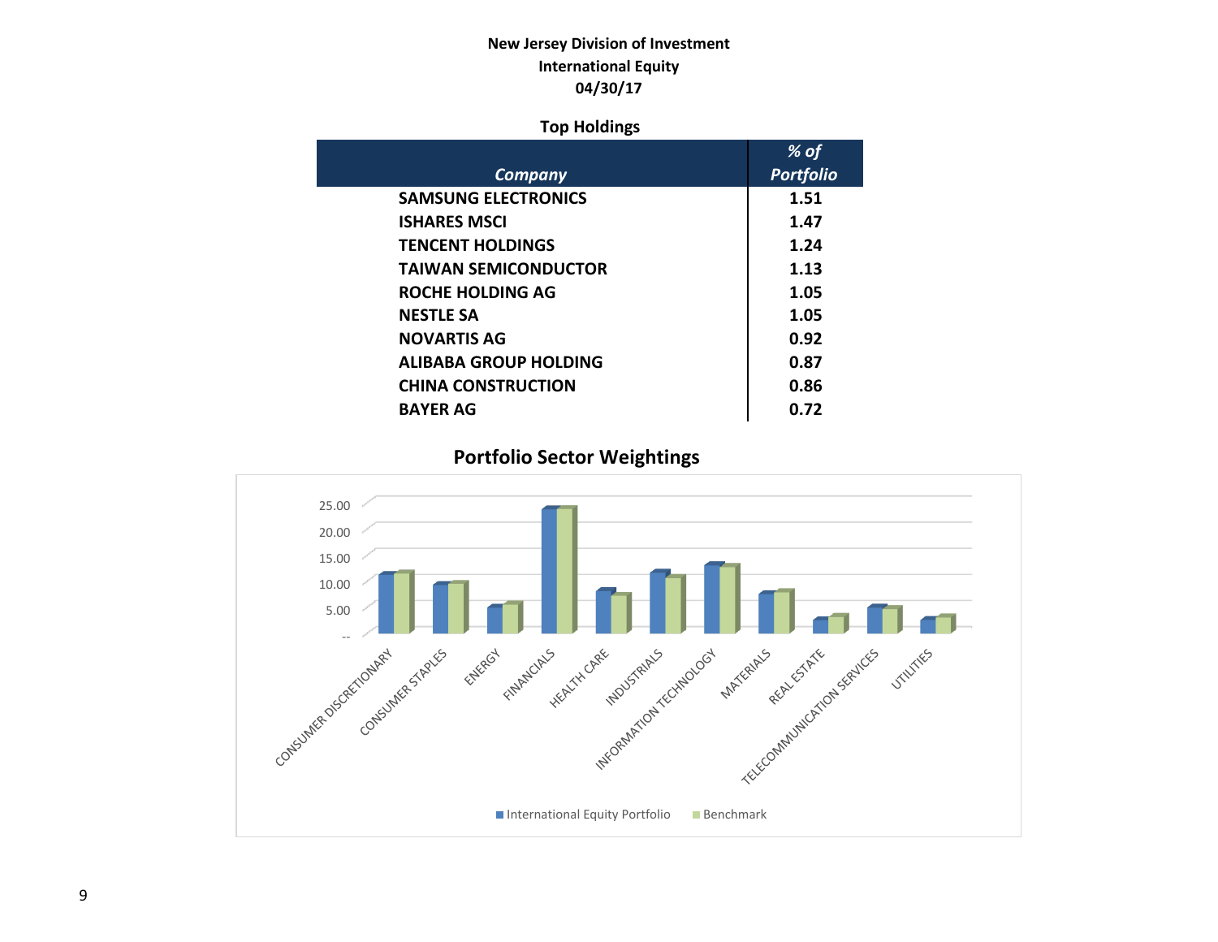**New Jersey Division of Investment**
**International Equity**
**04/30/17**

## Top Holdings

| *Company* | *% of Portfolio* |
|---|---|
| SAMSUNG ELECTRONICS | 1.51 |
| ISHARES MSCI | 1.47 |
| TENCENT HOLDINGS | 1.24 |
| TAIWAN SEMICONDUCTOR | 1.13 |
| ROCHE HOLDING AG | 1.05 |
| NESTLE SA | 1.05 |
| NOVARTIS AG | 0.92 |
| ALIBABA GROUP HOLDING | 0.87 |
| CHINA CONSTRUCTION | 0.86 |
| BAYER AG | 0.72 |

## Portfolio Sector Weightings

Y-axis: --, 5.00, 10.00, 15.00, 20.00, 25.00

Sectors: CONSUMER DISCRETIONARY, CONSUMER STAPLES, ENERGY, FINANCIALS, HEALTH CARE, INDUSTRIALS, INFORMATION TECHNOLOGY, MATERIALS, REAL ESTATE, TELECOMMUNICATION SERVICES, UTILITIES

Legend: International Equity Portfolio, Benchmark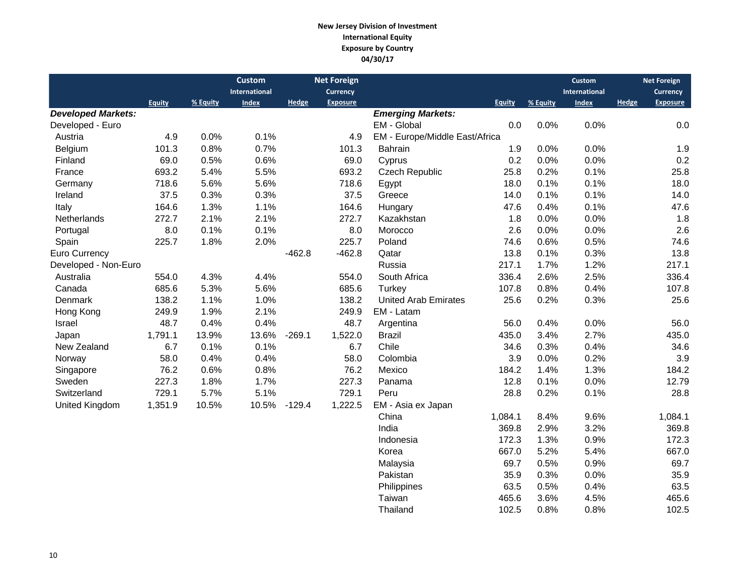**New Jersey Division of Investment**
**International Equity**
**Exposure by Country**
**04/30/17**

| | Equity | % Equity | Custom International Index | Hedge | Net Foreign Currency Exposure |
|---|---|---|---|---|---|
| ***Developed Markets:*** | | | | | |
| Developed - Euro | | | | | |
| Austria | 4.9 | 0.0% | 0.1% | | 4.9 |
| Belgium | 101.3 | 0.8% | 0.7% | | 101.3 |
| Finland | 69.0 | 0.5% | 0.6% | | 69.0 |
| France | 693.2 | 5.4% | 5.5% | | 693.2 |
| Germany | 718.6 | 5.6% | 5.6% | | 718.6 |
| Ireland | 37.5 | 0.3% | 0.3% | | 37.5 |
| Italy | 164.6 | 1.3% | 1.1% | | 164.6 |
| Netherlands | 272.7 | 2.1% | 2.1% | | 272.7 |
| Portugal | 8.0 | 0.1% | 0.1% | | 8.0 |
| Spain | 225.7 | 1.8% | 2.0% | | 225.7 |
| Euro Currency | | | | -462.8 | -462.8 |
| Developed - Non-Euro | | | | | |
| Australia | 554.0 | 4.3% | 4.4% | | 554.0 |
| Canada | 685.6 | 5.3% | 5.6% | | 685.6 |
| Denmark | 138.2 | 1.1% | 1.0% | | 138.2 |
| Hong Kong | 249.9 | 1.9% | 2.1% | | 249.9 |
| Israel | 48.7 | 0.4% | 0.4% | | 48.7 |
| Japan | 1,791.1 | 13.9% | 13.6% | -269.1 | 1,522.0 |
| New Zealand | 6.7 | 0.1% | 0.1% | | 6.7 |
| Norway | 58.0 | 0.4% | 0.4% | | 58.0 |
| Singapore | 76.2 | 0.6% | 0.8% | | 76.2 |
| Sweden | 227.3 | 1.8% | 1.7% | | 227.3 |
| Switzerland | 729.1 | 5.7% | 5.1% | | 729.1 |
| United Kingdom | 1,351.9 | 10.5% | 10.5% | -129.4 | 1,222.5 |

| | Equity | % Equity | Custom International Index | Hedge | Net Foreign Currency Exposure |
|---|---|---|---|---|---|
| ***Emerging Markets:*** | | | | | |
| EM - Global | 0.0 | 0.0% | 0.0% | | 0.0 |
| EM - Europe/Middle East/Africa | | | | | |
| Bahrain | 1.9 | 0.0% | 0.0% | | 1.9 |
| Cyprus | 0.2 | 0.0% | 0.0% | | 0.2 |
| Czech Republic | 25.8 | 0.2% | 0.1% | | 25.8 |
| Egypt | 18.0 | 0.1% | 0.1% | | 18.0 |
| Greece | 14.0 | 0.1% | 0.1% | | 14.0 |
| Hungary | 47.6 | 0.4% | 0.1% | | 47.6 |
| Kazakhstan | 1.8 | 0.0% | 0.0% | | 1.8 |
| Morocco | 2.6 | 0.0% | 0.0% | | 2.6 |
| Poland | 74.6 | 0.6% | 0.5% | | 74.6 |
| Qatar | 13.8 | 0.1% | 0.3% | | 13.8 |
| Russia | 217.1 | 1.7% | 1.2% | | 217.1 |
| South Africa | 336.4 | 2.6% | 2.5% | | 336.4 |
| Turkey | 107.8 | 0.8% | 0.4% | | 107.8 |
| United Arab Emirates | 25.6 | 0.2% | 0.3% | | 25.6 |
| EM - Latam | | | | | |
| Argentina | 56.0 | 0.4% | 0.0% | | 56.0 |
| Brazil | 435.0 | 3.4% | 2.7% | | 435.0 |
| Chile | 34.6 | 0.3% | 0.4% | | 34.6 |
| Colombia | 3.9 | 0.0% | 0.2% | | 3.9 |
| Mexico | 184.2 | 1.4% | 1.3% | | 184.2 |
| Panama | 12.8 | 0.1% | 0.0% | | 12.79 |
| Peru | 28.8 | 0.2% | 0.1% | | 28.8 |
| EM - Asia ex Japan | | | | | |
| China | 1,084.1 | 8.4% | 9.6% | | 1,084.1 |
| India | 369.8 | 2.9% | 3.2% | | 369.8 |
| Indonesia | 172.3 | 1.3% | 0.9% | | 172.3 |
| Korea | 667.0 | 5.2% | 5.4% | | 667.0 |
| Malaysia | 69.7 | 0.5% | 0.9% | | 69.7 |
| Pakistan | 35.9 | 0.3% | 0.0% | | 35.9 |
| Philippines | 63.5 | 0.5% | 0.4% | | 63.5 |
| Taiwan | 465.6 | 3.6% | 4.5% | | 465.6 |
| Thailand | 102.5 | 0.8% | 0.8% | | 102.5 |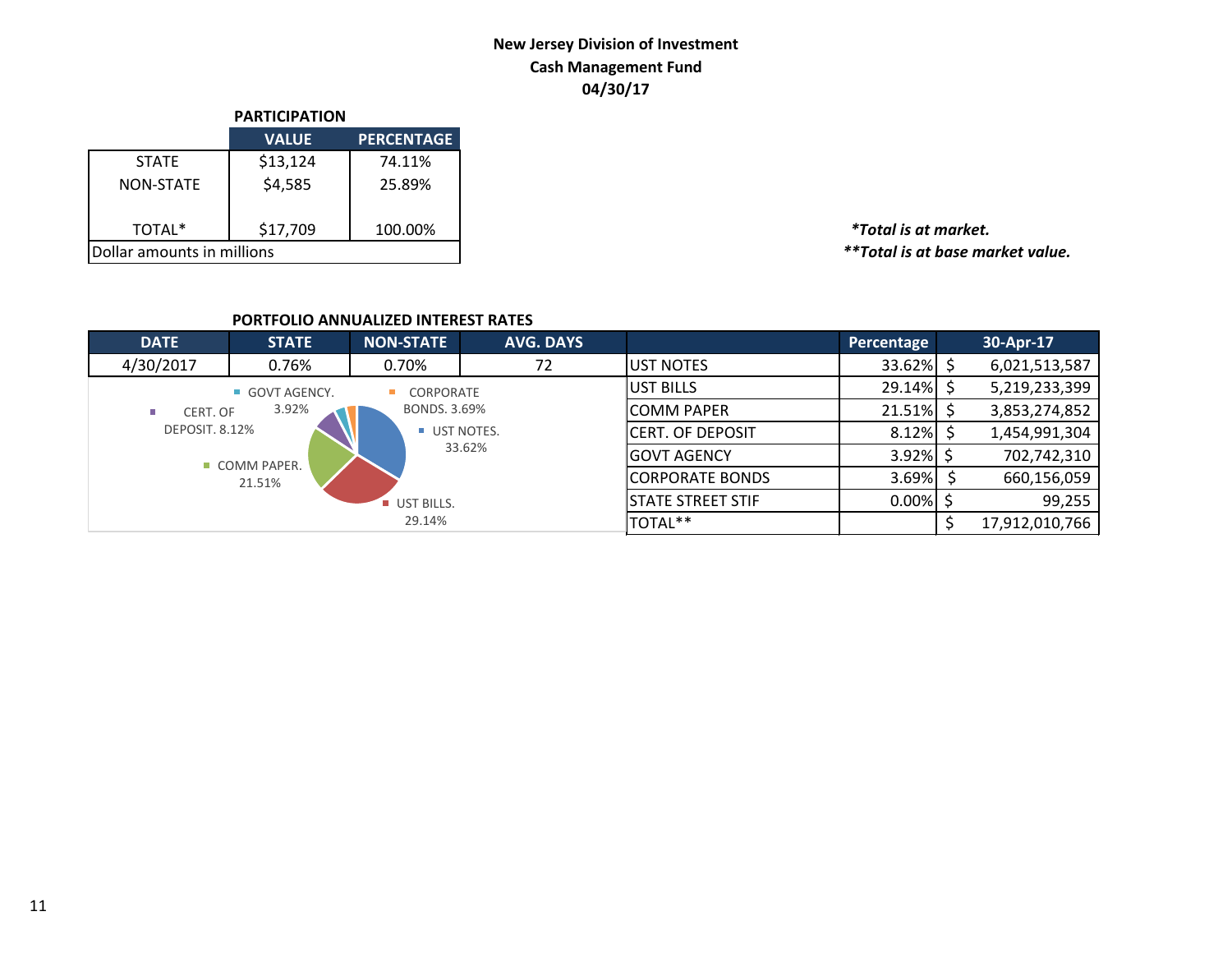**New Jersey Division of Investment**
**Cash Management Fund**
**04/30/17**

**PARTICIPATION**

| | VALUE | PERCENTAGE |
|---|---|---|
| STATE | $13,124 | 74.11% |
| NON-STATE | $4,585 | 25.89% |
| TOTAL* | $17,709 | 100.00% |
| Dollar amounts in millions | | |

*\*Total is at market.*
*\*\*Total is at base market value.*

**PORTFOLIO ANNUALIZED INTEREST RATES**

| DATE | STATE | NON-STATE | AVG. DAYS |
|---|---|---|---|
| 4/30/2017 | 0.76% | 0.70% | 72 |

| | Percentage | 30-Apr-17 |
|---|---|---|
| UST NOTES | 33.62% | $ 6,021,513,587 |
| UST BILLS | 29.14% | $ 5,219,233,399 |
| COMM PAPER | 21.51% | $ 3,853,274,852 |
| CERT. OF DEPOSIT | 8.12% | $ 1,454,991,304 |
| GOVT AGENCY | 3.92% | $ 702,742,310 |
| CORPORATE BONDS | 3.69% | $ 660,156,059 |
| STATE STREET STIF | 0.00% | $ 99,255 |
| TOTAL** | | $ 17,912,010,766 |

GOVT AGENCY. 3.92%; CORPORATE BONDS. 3.69%; CERT. OF DEPOSIT. 8.12%; UST NOTES. 33.62%; COMM PAPER. 21.51%; UST BILLS. 29.14%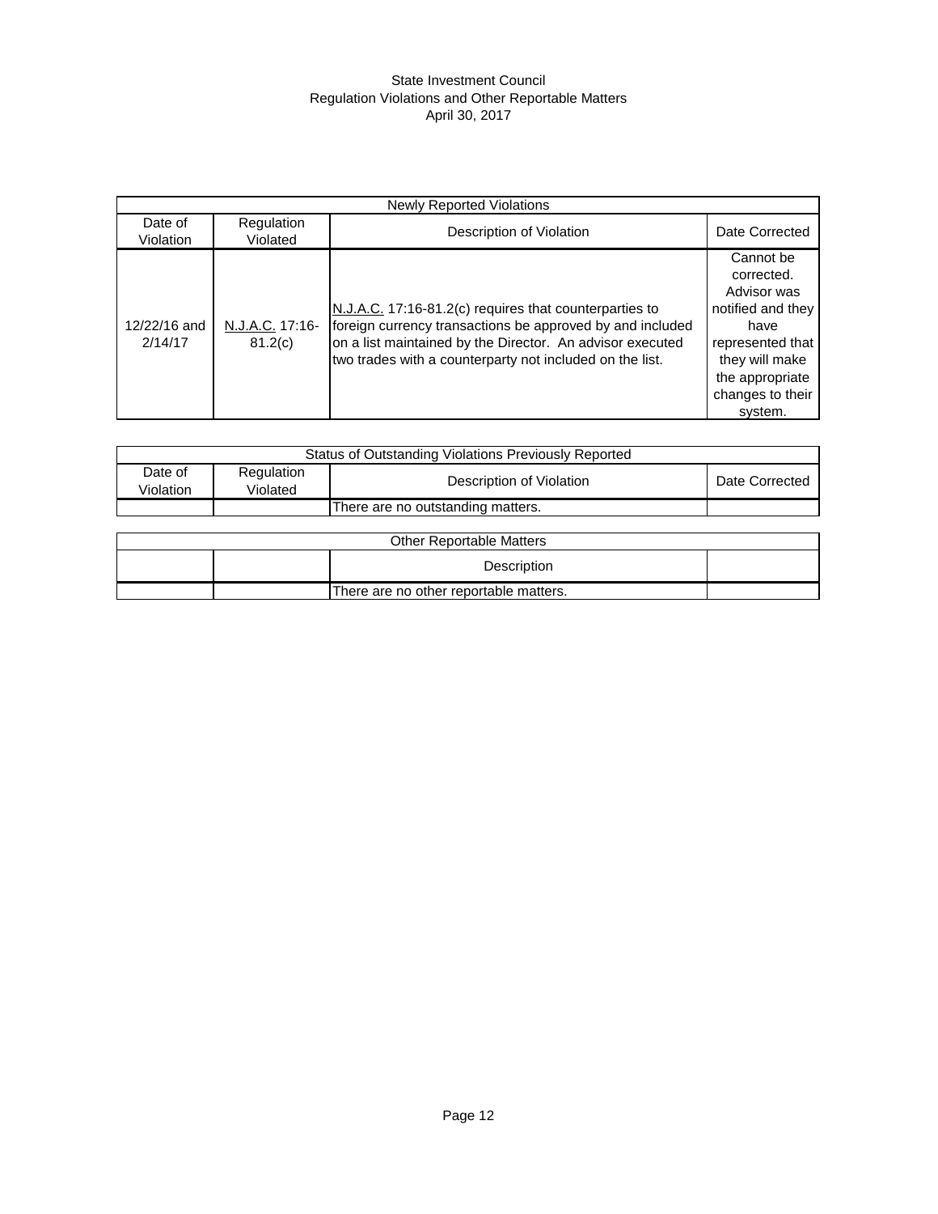State Investment Council
Regulation Violations and Other Reportable Matters
April 30, 2017

| Newly Reported Violations | | | |
|---|---|---|---|
| Date of Violation | Regulation Violated | Description of Violation | Date Corrected |
| 12/22/16 and 2/14/17 | N.J.A.C. 17:16-81.2(c) | N.J.A.C. 17:16-81.2(c) requires that counterparties to foreign currency transactions be approved by and included on a list maintained by the Director. An advisor executed two trades with a counterparty not included on the list. | Cannot be corrected. Advisor was notified and they have represented that they will make the appropriate changes to their system. |

| Status of Outstanding Violations Previously Reported | | | |
|---|---|---|---|
| Date of Violation | Regulation Violated | Description of Violation | Date Corrected |
| | | There are no outstanding matters. | |

| Other Reportable Matters | | | |
|---|---|---|---|
| | | Description | |
| | | There are no other reportable matters. | |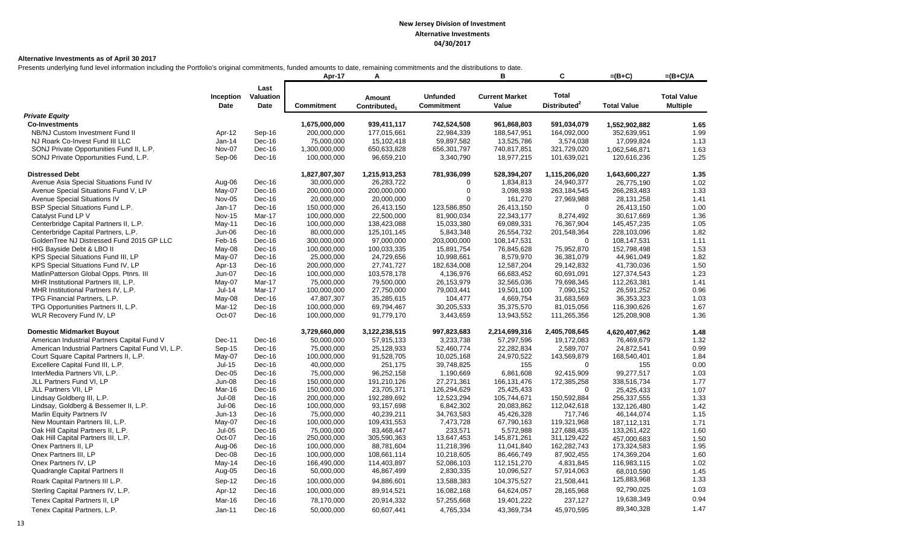# New Jersey Division of Investment
## Alternative Investments
### 04/30/2017

**Alternative Investments as of April 30 2017**

Presents underlying fund level information including the Portfolio's original commitments, funded amounts to date, remaining commitments and the distributions to date.

| | Inception Date | Last Valuation Date | Apr-17 Commitment | A Amount Contributed[1] | Unfunded Commitment | B Current Market Value | C Total Distributed[2] | =(B+C) Total Value | =(B+C)/A Total Value Multiple |
|---|---|---|---|---|---|---|---|---|---|
| ***Private Equity*** | | | | | | | | | |
| **Co-Investments** | | | **1,675,000,000** | **939,411,117** | **742,524,508** | **961,868,803** | **591,034,079** | **1,552,902,882** | **1.65** |
| NB/NJ Custom Investment Fund II | Apr-12 | Sep-16 | 200,000,000 | 177,015,661 | 22,984,339 | 188,547,951 | 164,092,000 | 352,639,951 | 1.99 |
| NJ Roark Co-Invest Fund III LLC | Jan-14 | Dec-16 | 75,000,000 | 15,102,418 | 59,897,582 | 13,525,786 | 3,574,038 | 17,099,824 | 1.13 |
| SONJ Private Opportunities Fund II, L.P. | Nov-07 | Dec-16 | 1,300,000,000 | 650,633,828 | 656,301,797 | 740,817,851 | 321,729,020 | 1,062,546,871 | 1.63 |
| SONJ Private Opportunities Fund, L.P. | Sep-06 | Dec-16 | 100,000,000 | 96,659,210 | 3,340,790 | 18,977,215 | 101,639,021 | 120,616,236 | 1.25 |
| **Distressed Debt** | | | **1,827,807,307** | **1,215,913,253** | **781,936,099** | **528,394,207** | **1,115,206,020** | **1,643,600,227** | **1.35** |
| Avenue Asia Special Situations Fund IV | Aug-06 | Dec-16 | 30,000,000 | 26,283,722 | 0 | 1,834,813 | 24,940,377 | 26,775,190 | 1.02 |
| Avenue Special Situations Fund V, LP | May-07 | Dec-16 | 200,000,000 | 200,000,000 | 0 | 3,098,938 | 263,184,545 | 266,283,483 | 1.33 |
| Avenue Special Situations IV | Nov-05 | Dec-16 | 20,000,000 | 20,000,000 | 0 | 161,270 | 27,969,988 | 28,131,258 | 1.41 |
| BSP Special Situations Fund L.P. | Jan-17 | Dec-16 | 150,000,000 | 26,413,150 | 123,586,850 | 26,413,150 | 0 | 26,413,150 | 1.00 |
| Catalyst Fund LP V | Nov-15 | Mar-17 | 100,000,000 | 22,500,000 | 81,900,034 | 22,343,177 | 8,274,492 | 30,617,669 | 1.36 |
| Centerbridge Capital Partners II, L.P. | May-11 | Dec-16 | 100,000,000 | 138,423,088 | 15,033,380 | 69,089,331 | 76,367,904 | 145,457,235 | 1.05 |
| Centerbridge Capital Partners, L.P. | Jun-06 | Dec-16 | 80,000,000 | 125,101,145 | 5,843,348 | 26,554,732 | 201,548,364 | 228,103,096 | 1.82 |
| GoldenTree NJ Distressed Fund 2015 GP LLC | Feb-16 | Dec-16 | 300,000,000 | 97,000,000 | 203,000,000 | 108,147,531 | 0 | 108,147,531 | 1.11 |
| HIG Bayside Debt & LBO II | May-08 | Dec-16 | 100,000,000 | 100,033,335 | 15,891,754 | 76,845,628 | 75,952,870 | 152,798,498 | 1.53 |
| KPS Special Situations Fund III, LP | May-07 | Dec-16 | 25,000,000 | 24,729,656 | 10,998,661 | 8,579,970 | 36,381,079 | 44,961,049 | 1.82 |
| KPS Special Situations Fund IV, LP | Apr-13 | Dec-16 | 200,000,000 | 27,741,727 | 182,634,008 | 12,587,204 | 29,142,832 | 41,730,036 | 1.50 |
| MatlinPatterson Global Opps. Ptnrs. III | Jun-07 | Dec-16 | 100,000,000 | 103,578,178 | 4,136,976 | 66,683,452 | 60,691,091 | 127,374,543 | 1.23 |
| MHR Institutional Partners III, L.P. | May-07 | Mar-17 | 75,000,000 | 79,500,000 | 26,153,979 | 32,565,036 | 79,698,345 | 112,263,381 | 1.41 |
| MHR Institutional Partners IV, L.P. | Jul-14 | Mar-17 | 100,000,000 | 27,750,000 | 79,003,441 | 19,501,100 | 7,090,152 | 26,591,252 | 0.96 |
| TPG Financial Partners, L.P. | May-08 | Dec-16 | 47,807,307 | 35,285,615 | 104,477 | 4,669,754 | 31,683,569 | 36,353,323 | 1.03 |
| TPG Opportunities Partners II, L.P. | Mar-12 | Dec-16 | 100,000,000 | 69,794,467 | 30,205,533 | 35,375,570 | 81,015,056 | 116,390,626 | 1.67 |
| WLR Recovery Fund IV, LP | Oct-07 | Dec-16 | 100,000,000 | 91,779,170 | 3,443,659 | 13,943,552 | 111,265,356 | 125,208,908 | 1.36 |
| **Domestic Midmarket Buyout** | | | **3,729,660,000** | **3,122,238,515** | **997,823,683** | **2,214,699,316** | **2,405,708,645** | **4,620,407,962** | **1.48** |
| American Industrial Partners Capital Fund V | Dec-11 | Dec-16 | 50,000,000 | 57,915,133 | 3,233,738 | 57,297,596 | 19,172,083 | 76,469,679 | 1.32 |
| American Industrial Partners Capital Fund VI, L.P. | Sep-15 | Dec-16 | 75,000,000 | 25,128,933 | 52,460,774 | 22,282,834 | 2,589,707 | 24,872,541 | 0.99 |
| Court Square Capital Partners II, L.P. | May-07 | Dec-16 | 100,000,000 | 91,528,705 | 10,025,168 | 24,970,522 | 143,569,879 | 168,540,401 | 1.84 |
| Excellere Capital Fund III, L.P. | Jul-15 | Dec-16 | 40,000,000 | 251,175 | 39,748,825 | 155 | 0 | 155 | 0.00 |
| InterMedia Partners VII, L.P. | Dec-05 | Dec-16 | 75,000,000 | 96,252,158 | 1,190,669 | 6,861,608 | 92,415,909 | 99,277,517 | 1.03 |
| JLL Partners Fund VI, LP | Jun-08 | Dec-16 | 150,000,000 | 191,210,126 | 27,271,361 | 166,131,476 | 172,385,258 | 338,516,734 | 1.77 |
| JLL Partners VII, LP | Mar-16 | Dec-16 | 150,000,000 | 23,705,371 | 126,294,629 | 25,425,433 | 0 | 25,425,433 | 1.07 |
| Lindsay Goldberg III, L.P. | Jul-08 | Dec-16 | 200,000,000 | 192,289,692 | 12,523,294 | 105,744,671 | 150,592,884 | 256,337,555 | 1.33 |
| Lindsay, Goldberg & Bessemer II, L.P. | Jul-06 | Dec-16 | 100,000,000 | 93,157,698 | 6,842,302 | 20,083,862 | 112,042,618 | 132,126,480 | 1.42 |
| Marlin Equity Partners IV | Jun-13 | Dec-16 | 75,000,000 | 40,239,211 | 34,763,583 | 45,426,328 | 717,746 | 46,144,074 | 1.15 |
| New Mountain Partners III, L.P. | May-07 | Dec-16 | 100,000,000 | 109,431,553 | 7,473,728 | 67,790,163 | 119,321,968 | 187,112,131 | 1.71 |
| Oak Hill Capital Partners II, L.P. | Jul-05 | Dec-16 | 75,000,000 | 83,468,447 | 233,571 | 5,572,988 | 127,688,435 | 133,261,422 | 1.60 |
| Oak Hill Capital Partners III, L.P. | Oct-07 | Dec-16 | 250,000,000 | 305,590,363 | 13,647,453 | 145,871,261 | 311,129,422 | 457,000,683 | 1.50 |
| Onex Partners II, LP | Aug-06 | Dec-16 | 100,000,000 | 88,781,604 | 11,218,396 | 11,041,840 | 162,282,743 | 173,324,583 | 1.95 |
| Onex Partners III, LP | Dec-08 | Dec-16 | 100,000,000 | 108,661,114 | 10,218,605 | 86,466,749 | 87,902,455 | 174,369,204 | 1.60 |
| Onex Partners IV, LP | May-14 | Dec-16 | 166,490,000 | 114,403,897 | 52,086,103 | 112,151,270 | 4,831,845 | 116,983,115 | 1.02 |
| Quadrangle Capital Partners II | Aug-05 | Dec-16 | 50,000,000 | 46,867,499 | 2,830,335 | 10,096,527 | 57,914,063 | 68,010,590 | 1.45 |
| Roark Capital Partners III L.P. | Sep-12 | Dec-16 | 100,000,000 | 94,886,601 | 13,588,383 | 104,375,527 | 21,508,441 | 125,883,968 | 1.33 |
| Sterling Capital Partners IV, L.P. | Apr-12 | Dec-16 | 100,000,000 | 89,914,521 | 16,082,168 | 64,624,057 | 28,165,968 | 92,790,025 | 1.03 |
| Tenex Capital Partners II, LP | Mar-16 | Dec-16 | 78,170,000 | 20,914,332 | 57,255,668 | 19,401,222 | 237,127 | 19,638,349 | 0.94 |
| Tenex Capital Partners, L.P. | Jan-11 | Dec-16 | 50,000,000 | 60,607,441 | 4,765,334 | 43,369,734 | 45,970,595 | 89,340,328 | 1.47 |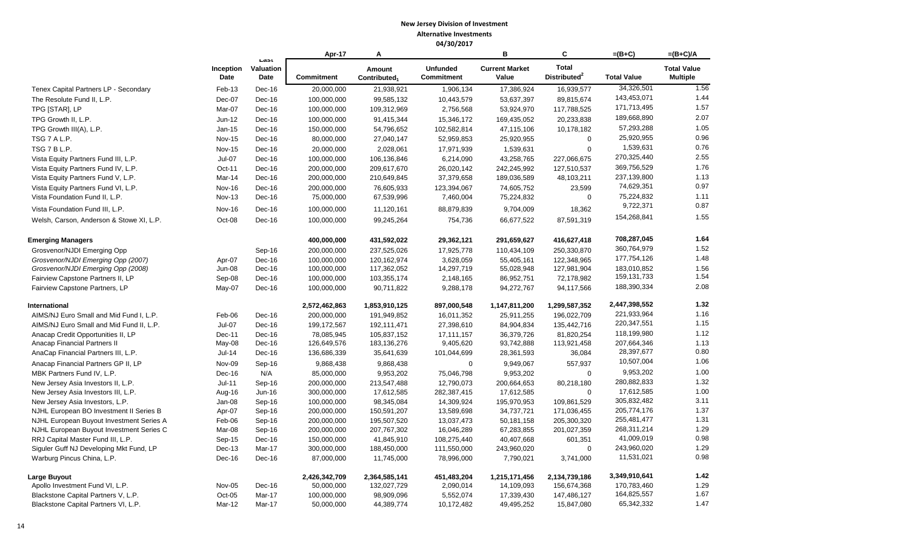**New Jersey Division of Investment**
**Alternative Investments**
**04/30/2017**

| | Inception Date | Last Valuation Date | Apr-17 Commitment | A Amount Contributed[1] | Unfunded Commitment | B Current Market Value | C Total Distributed[2] | =(B+C) Total Value | =(B+C)/A Total Value Multiple |
|---|---|---|---|---|---|---|---|---|---|
| Tenex Capital Partners LP - Secondary | Feb-13 | Dec-16 | 20,000,000 | 21,938,921 | 1,906,134 | 17,386,924 | 16,939,577 | 34,326,501 | 1.56 |
| The Resolute Fund II, L.P. | Dec-07 | Dec-16 | 100,000,000 | 99,585,132 | 10,443,579 | 53,637,397 | 89,815,674 | 143,453,071 | 1.44 |
| TPG [STAR], LP | Mar-07 | Dec-16 | 100,000,000 | 109,312,969 | 2,756,568 | 53,924,970 | 117,788,525 | 171,713,495 | 1.57 |
| TPG Growth II, L.P. | Jun-12 | Dec-16 | 100,000,000 | 91,415,344 | 15,346,172 | 169,435,052 | 20,233,838 | 189,668,890 | 2.07 |
| TPG Growth III(A), L.P. | Jan-15 | Dec-16 | 150,000,000 | 54,796,652 | 102,582,814 | 47,115,106 | 10,178,182 | 57,293,288 | 1.05 |
| TSG 7 A L.P. | Nov-15 | Dec-16 | 80,000,000 | 27,040,147 | 52,959,853 | 25,920,955 | 0 | 25,920,955 | 0.96 |
| TSG 7 B L.P. | Nov-15 | Dec-16 | 20,000,000 | 2,028,061 | 17,971,939 | 1,539,631 | 0 | 1,539,631 | 0.76 |
| Vista Equity Partners Fund III, L.P. | Jul-07 | Dec-16 | 100,000,000 | 106,136,846 | 6,214,090 | 43,258,765 | 227,066,675 | 270,325,440 | 2.55 |
| Vista Equity Partners Fund IV, L.P. | Oct-11 | Dec-16 | 200,000,000 | 209,617,670 | 26,020,142 | 242,245,992 | 127,510,537 | 369,756,529 | 1.76 |
| Vista Equity Partners Fund V, L.P. | Mar-14 | Dec-16 | 200,000,000 | 210,649,845 | 37,379,658 | 189,036,589 | 48,103,211 | 237,139,800 | 1.13 |
| Vista Equity Partners Fund VI, L.P. | Nov-16 | Dec-16 | 200,000,000 | 76,605,933 | 123,394,067 | 74,605,752 | 23,599 | 74,629,351 | 0.97 |
| Vista Foundation Fund II, L.P. | Nov-13 | Dec-16 | 75,000,000 | 67,539,996 | 7,460,004 | 75,224,832 | 0 | 75,224,832 | 1.11 |
| Vista Foundation Fund III, L.P. | Nov-16 | Dec-16 | 100,000,000 | 11,120,161 | 88,879,839 | 9,704,009 | 18,362 | 9,722,371 | 0.87 |
| Welsh, Carson, Anderson & Stowe XI, L.P. | Oct-08 | Dec-16 | 100,000,000 | 99,245,264 | 754,736 | 66,677,522 | 87,591,319 | 154,268,841 | 1.55 |
| **Emerging Managers** | | | **400,000,000** | **431,592,022** | **29,362,121** | **291,659,627** | **416,627,418** | **708,287,045** | **1.64** |
| Grosvenor/NJDI Emerging Opp | | Sep-16 | 200,000,000 | 237,525,026 | 17,925,778 | 110,434,109 | 250,330,870 | 360,764,979 | 1.52 |
| *Grosvenor/NJDI Emerging Opp (2007)* | Apr-07 | Dec-16 | 100,000,000 | 120,162,974 | 3,628,059 | 55,405,161 | 122,348,965 | 177,754,126 | 1.48 |
| *Grosvenor/NJDI Emerging Opp (2008)* | Jun-08 | Dec-16 | 100,000,000 | 117,362,052 | 14,297,719 | 55,028,948 | 127,981,904 | 183,010,852 | 1.56 |
| Fairview Capstone Partners II, LP | Sep-08 | Dec-16 | 100,000,000 | 103,355,174 | 2,148,165 | 86,952,751 | 72,178,982 | 159,131,733 | 1.54 |
| Fairview Capstone Partners, LP | May-07 | Dec-16 | 100,000,000 | 90,711,822 | 9,288,178 | 94,272,767 | 94,117,566 | 188,390,334 | 2.08 |
| **International** | | | **2,572,462,863** | **1,853,910,125** | **897,000,548** | **1,147,811,200** | **1,299,587,352** | **2,447,398,552** | **1.32** |
| AIMS/NJ Euro Small and Mid Fund I, L.P. | Feb-06 | Dec-16 | 200,000,000 | 191,949,852 | 16,011,352 | 25,911,255 | 196,022,709 | 221,933,964 | 1.16 |
| AIMS/NJ Euro Small and Mid Fund II, L.P. | Jul-07 | Dec-16 | 199,172,567 | 192,111,471 | 27,398,610 | 84,904,834 | 135,442,716 | 220,347,551 | 1.15 |
| Anacap Credit Opportunities II, LP | Dec-11 | Dec-16 | 78,085,945 | 105,837,152 | 17,111,157 | 36,379,726 | 81,820,254 | 118,199,980 | 1.12 |
| Anacap Financial Partners II | May-08 | Dec-16 | 126,649,576 | 183,136,276 | 9,405,620 | 93,742,888 | 113,921,458 | 207,664,346 | 1.13 |
| AnaCap Financial Partners III, L.P. | Jul-14 | Dec-16 | 136,686,339 | 35,641,639 | 101,044,699 | 28,361,593 | 36,084 | 28,397,677 | 0.80 |
| Anacap Financial Partners GP II, LP | Nov-09 | Sep-16 | 9,868,438 | 9,868,438 | 0 | 9,949,067 | 557,937 | 10,507,004 | 1.06 |
| MBK Partners Fund IV, L.P. | Dec-16 | N/A | 85,000,000 | 9,953,202 | 75,046,798 | 9,953,202 | 0 | 9,953,202 | 1.00 |
| New Jersey Asia Investors II, L.P. | Jul-11 | Sep-16 | 200,000,000 | 213,547,488 | 12,790,073 | 200,664,653 | 80,218,180 | 280,882,833 | 1.32 |
| New Jersey Asia Investors III, L.P. | Aug-16 | Jun-16 | 300,000,000 | 17,612,585 | 282,387,415 | 17,612,585 | 0 | 17,612,585 | 1.00 |
| New Jersey Asia Investors, L.P. | Jan-08 | Sep-16 | 100,000,000 | 98,345,084 | 14,309,924 | 195,970,953 | 109,861,529 | 305,832,482 | 3.11 |
| NJHL European BO Investment II Series B | Apr-07 | Sep-16 | 200,000,000 | 150,591,207 | 13,589,698 | 34,737,721 | 171,036,455 | 205,774,176 | 1.37 |
| NJHL European Buyout Investment Series A | Feb-06 | Sep-16 | 200,000,000 | 195,507,520 | 13,037,473 | 50,181,158 | 205,300,320 | 255,481,477 | 1.31 |
| NJHL European Buyout Investment Series C | Mar-08 | Sep-16 | 200,000,000 | 207,767,302 | 16,046,289 | 67,283,855 | 201,027,359 | 268,311,214 | 1.29 |
| RRJ Capital Master Fund III, L.P. | Sep-15 | Dec-16 | 150,000,000 | 41,845,910 | 108,275,440 | 40,407,668 | 601,351 | 41,009,019 | 0.98 |
| Siguler Guff NJ Developing Mkt Fund, LP | Dec-13 | Mar-17 | 300,000,000 | 188,450,000 | 111,550,000 | 243,960,020 | 0 | 243,960,020 | 1.29 |
| Warburg Pincus China, L.P. | Dec-16 | Dec-16 | 87,000,000 | 11,745,000 | 78,996,000 | 7,790,021 | 3,741,000 | 11,531,021 | 0.98 |
| **Large Buyout** | | | **2,426,342,709** | **2,364,585,141** | **451,483,204** | **1,215,171,456** | **2,134,739,186** | **3,349,910,641** | **1.42** |
| Apollo Investment Fund VI, L.P. | Nov-05 | Dec-16 | 50,000,000 | 132,027,729 | 2,090,014 | 14,109,093 | 156,674,368 | 170,783,460 | 1.29 |
| Blackstone Capital Partners V, L.P. | Oct-05 | Mar-17 | 100,000,000 | 98,909,096 | 5,552,074 | 17,339,430 | 147,486,127 | 164,825,557 | 1.67 |
| Blackstone Capital Partners VI, L.P. | Mar-12 | Mar-17 | 50,000,000 | 44,389,774 | 10,172,482 | 49,495,252 | 15,847,080 | 65,342,332 | 1.47 |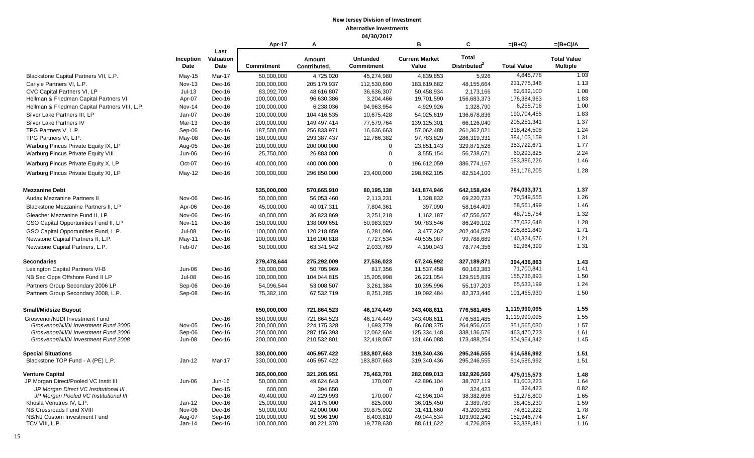**New Jersey Division of Investment**
**Alternative Investments**
**04/30/2017**

| | Inception Date | Last Valuation Date | Apr-17 Commitment | A Amount Contributed[1] | Unfunded Commitment | B Current Market Value | C Total Distributed[2] | =(B+C) Total Value | =(B+C)/A Total Value Multiple |
|---|---|---|---|---|---|---|---|---|---|
| Blackstone Capital Partners VII, L.P. | May-15 | Mar-17 | 50,000,000 | 4,725,020 | 45,274,980 | 4,839,853 | 5,926 | 4,845,778 | 1.03 |
| Carlyle Partners VI, L.P. | Nov-13 | Dec-16 | 300,000,000 | 205,179,937 | 112,530,690 | 183,619,682 | 48,155,664 | 231,775,346 | 1.13 |
| CVC Capital Partners VI, LP | Jul-13 | Dec-16 | 83,092,709 | 48,616,807 | 36,636,307 | 50,458,934 | 2,173,166 | 52,632,100 | 1.08 |
| Hellman & Friedman Capital Partners VI | Apr-07 | Dec-16 | 100,000,000 | 96,630,386 | 3,204,466 | 19,701,590 | 156,683,373 | 176,384,963 | 1.83 |
| Hellman & Friedman Capital Partners VIII, L.P. | Nov-14 | Dec-16 | 100,000,000 | 6,238,036 | 94,963,954 | 4,929,926 | 1,328,790 | 6,258,716 | 1.00 |
| Silver Lake Partners III, LP | Jan-07 | Dec-16 | 100,000,000 | 104,416,535 | 10,675,428 | 54,025,619 | 136,678,836 | 190,704,455 | 1.83 |
| Silver Lake Partners IV | Mar-13 | Dec-16 | 200,000,000 | 149,497,414 | 77,579,764 | 139,125,301 | 66,126,040 | 205,251,341 | 1.37 |
| TPG Partners V, L.P. | Sep-06 | Dec-16 | 187,500,000 | 256,833,971 | 16,636,663 | 57,062,488 | 261,362,021 | 318,424,508 | 1.24 |
| TPG Partners VI, L.P. | May-08 | Dec-16 | 180,000,000 | 293,387,437 | 12,766,382 | 97,783,829 | 286,319,331 | 384,103,159 | 1.31 |
| Warburg Pincus Private Equity IX, LP | Aug-05 | Dec-16 | 200,000,000 | 200,000,000 | 0 | 23,851,143 | 329,871,528 | 353,722,671 | 1.77 |
| Warburg Pincus Private Equity VIII | Jun-06 | Dec-16 | 25,750,000 | 26,883,000 | 0 | 3,555,154 | 56,738,671 | 60,293,825 | 2.24 |
| Warburg Pincus Private Equity X, LP | Oct-07 | Dec-16 | 400,000,000 | 400,000,000 | 0 | 196,612,059 | 386,774,167 | 583,386,226 | 1.46 |
| Warburg Pincus Private Equity XI, LP | May-12 | Dec-16 | 300,000,000 | 296,850,000 | 23,400,000 | 298,662,105 | 82,514,100 | 381,176,205 | 1.28 |
| **Mezzanine Debt** | | | **535,000,000** | **570,665,910** | **80,195,138** | **141,874,946** | **642,158,424** | **784,033,371** | **1.37** |
| Audax Mezzanine Partners II | Nov-06 | Dec-16 | 50,000,000 | 56,053,460 | 2,113,231 | 1,328,832 | 69,220,723 | 70,549,555 | 1.26 |
| Blackstone Mezzanine Partners II, LP | Apr-06 | Dec-16 | 45,000,000 | 40,017,311 | 7,804,361 | 397,090 | 58,164,409 | 58,561,499 | 1.46 |
| Gleacher Mezzanine Fund II, LP | Nov-06 | Dec-16 | 40,000,000 | 36,823,869 | 3,251,218 | 1,162,187 | 47,556,567 | 48,718,754 | 1.32 |
| GSO Capital Opportunities Fund II, LP | Nov-11 | Dec-16 | 150,000,000 | 138,009,651 | 50,983,929 | 90,783,546 | 86,249,102 | 177,032,648 | 1.28 |
| GSO Capital Opportunities Fund, L.P. | Jul-08 | Dec-16 | 100,000,000 | 120,218,859 | 6,281,096 | 3,477,262 | 202,404,578 | 205,881,840 | 1.71 |
| Newstone Capital Partners II, L.P. | May-11 | Dec-16 | 100,000,000 | 116,200,818 | 7,727,534 | 40,535,987 | 99,788,689 | 140,324,676 | 1.21 |
| Newstone Capital Partners, L.P. | Feb-07 | Dec-16 | 50,000,000 | 63,341,942 | 2,033,769 | 4,190,043 | 78,774,356 | 82,964,399 | 1.31 |
| **Secondaries** | | | **279,478,644** | **275,292,009** | **27,536,023** | **67,246,992** | **327,189,871** | **394,436,863** | **1.43** |
| Lexington Capital Partners VI-B | Jun-06 | Dec-16 | 50,000,000 | 50,705,969 | 817,356 | 11,537,458 | 60,163,383 | 71,700,841 | 1.41 |
| NB Sec Opps Offshore Fund II LP | Jul-08 | Dec-16 | 100,000,000 | 104,044,815 | 15,205,998 | 26,221,054 | 129,515,839 | 155,736,893 | 1.50 |
| Partners Group Secondary 2006 LP | Sep-06 | Dec-16 | 54,096,544 | 53,008,507 | 3,261,384 | 10,395,996 | 55,137,203 | 65,533,199 | 1.24 |
| Partners Group Secondary 2008, L.P. | Sep-08 | Dec-16 | 75,382,100 | 67,532,719 | 8,251,285 | 19,092,484 | 82,373,446 | 101,465,930 | 1.50 |
| **Small/Midsize Buyout** | | | **650,000,000** | **721,864,523** | **46,174,449** | **343,408,611** | **776,581,485** | **1,119,990,095** | **1.55** |
| Grosvenor/NJDI Investment Fund | | Dec-16 | 650,000,000 | 721,864,523 | 46,174,449 | 343,408,611 | 776,581,485 | 1,119,990,095 | 1.55 |
| *Grosvenor/NJDI Investment Fund 2005* | Nov-05 | Dec-16 | 200,000,000 | 224,175,328 | 1,693,779 | 86,608,375 | 264,956,655 | 351,565,030 | 1.57 |
| *Grosvenor/NJDI Investment Fund 2006* | Sep-06 | Dec-16 | 250,000,000 | 287,156,393 | 12,062,604 | 125,334,148 | 338,136,576 | 463,470,723 | 1.61 |
| *Grosvenor/NJDI Investment Fund 2008* | Jun-08 | Dec-16 | 200,000,000 | 210,532,801 | 32,418,067 | 131,466,088 | 173,488,254 | 304,954,342 | 1.45 |
| **Special Situations** | | | **330,000,000** | **405,957,422** | **183,807,663** | **319,340,436** | **295,246,555** | **614,586,992** | **1.51** |
| Blackstone TOP Fund - A (PE) L.P. | Jan-12 | Mar-17 | 330,000,000 | 405,957,422 | 183,807,663 | 319,340,436 | 295,246,555 | 614,586,992 | 1.51 |
| **Venture Capital** | | | **365,000,000** | **321,205,951** | **75,463,701** | **282,089,013** | **192,926,560** | **475,015,573** | **1.48** |
| JP Morgan Direct/Pooled VC Instit III | Jun-06 | Jun-16 | 50,000,000 | 49,624,643 | 170,007 | 42,896,104 | 38,707,119 | 81,603,223 | 1.64 |
| *JP Morgan Direct VC Institutional III* | | Dec-15 | 600,000 | 394,650 | 0 | 0 | 324,423 | 324,423 | 0.82 |
| *JP Morgan Pooled VC Institutional III* | | Dec-16 | 49,400,000 | 49,229,993 | 170,007 | 42,896,104 | 38,382,696 | 81,278,800 | 1.65 |
| Khosla Venutres IV, L.P. | Jan-12 | Dec-16 | 25,000,000 | 24,175,000 | 825,000 | 36,015,450 | 2,389,780 | 38,405,230 | 1.59 |
| NB Crossroads Fund XVIII | Nov-06 | Dec-16 | 50,000,000 | 42,000,000 | 39,875,002 | 31,411,660 | 43,200,562 | 74,612,222 | 1.78 |
| NB/NJ Custom Investment Fund | Aug-07 | Sep-16 | 100,000,000 | 91,596,190 | 8,403,810 | 49,044,534 | 103,902,240 | 152,946,774 | 1.67 |
| TCV VIII, L.P. | Jan-14 | Dec-16 | 100,000,000 | 80,221,370 | 19,778,630 | 88,611,622 | 4,726,859 | 93,338,481 | 1.16 |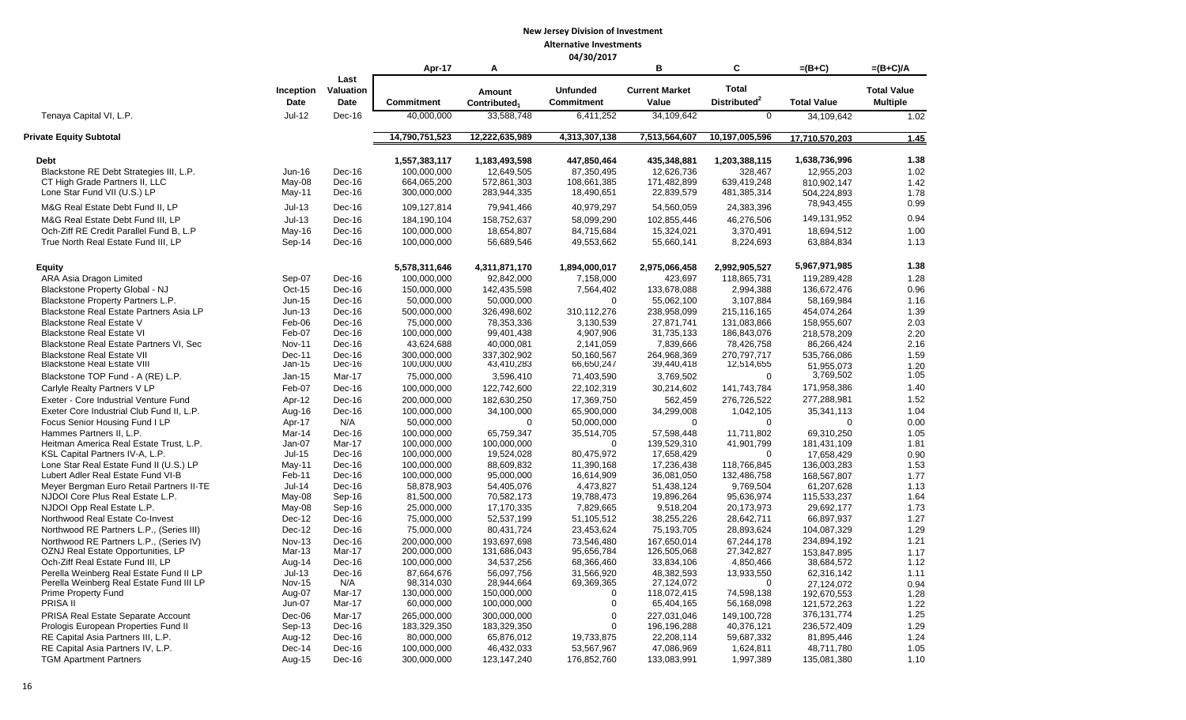**New Jersey Division of Investment**
**Alternative Investments**
**04/30/2017**

| | Inception Date | Last Valuation Date | Apr-17 Commitment | A Amount Contributed[1] | Unfunded Commitment | B Current Market Value | C Total Distributed[2] | =(B+C) Total Value | =(B+C)/A Total Value Multiple |
|---|---|---|---|---|---|---|---|---|---|
| Tenaya Capital VI, L.P. | Jul-12 | Dec-16 | 40,000,000 | 33,588,748 | 6,411,252 | 34,109,642 | 0 | 34,109,642 | 1.02 |
| **Private Equity Subtotal** | | | 14,790,751,523 | 12,222,635,989 | 4,313,307,138 | 7,513,564,607 | 10,197,005,596 | 17,710,570,203 | 1.45 |
| **Debt** | | | 1,557,383,117 | 1,183,493,598 | 447,850,464 | 435,348,881 | 1,203,388,115 | 1,638,736,996 | 1.38 |
| Blackstone RE Debt Strategies III, L.P. | Jun-16 | Dec-16 | 100,000,000 | 12,649,505 | 87,350,495 | 12,626,736 | 328,467 | 12,955,203 | 1.02 |
| CT High Grade Partners II, LLC | May-08 | Dec-16 | 664,065,200 | 572,861,303 | 108,661,385 | 171,482,899 | 639,419,248 | 810,902,147 | 1.42 |
| Lone Star Fund VII (U.S.) LP | May-11 | Dec-16 | 300,000,000 | 283,944,335 | 18,490,651 | 22,839,579 | 481,385,314 | 504,224,893 | 1.78 |
| M&G Real Estate Debt Fund II, LP | Jul-13 | Dec-16 | 109,127,814 | 79,941,466 | 40,979,297 | 54,560,059 | 24,383,396 | 78,943,455 | 0.99 |
| M&G Real Estate Debt Fund III, LP | Jul-13 | Dec-16 | 184,190,104 | 158,752,637 | 58,099,290 | 102,855,446 | 46,276,506 | 149,131,952 | 0.94 |
| Och-Ziff RE Credit Parallel Fund B, L.P | May-16 | Dec-16 | 100,000,000 | 18,654,807 | 84,715,684 | 15,324,021 | 3,370,491 | 18,694,512 | 1.00 |
| True North Real Estate Fund III, LP | Sep-14 | Dec-16 | 100,000,000 | 56,689,546 | 49,553,662 | 55,660,141 | 8,224,693 | 63,884,834 | 1.13 |
| **Equity** | | | 5,578,311,646 | 4,311,871,170 | 1,894,000,017 | 2,975,066,458 | 2,992,905,527 | 5,967,971,985 | 1.38 |
| ARA Asia Dragon Limited | Sep-07 | Dec-16 | 100,000,000 | 92,842,000 | 7,158,000 | 423,697 | 118,865,731 | 119,289,428 | 1.28 |
| Blackstone Property Global - NJ | Oct-15 | Dec-16 | 150,000,000 | 142,435,598 | 7,564,402 | 133,678,088 | 2,994,388 | 136,672,476 | 0.96 |
| Blackstone Property Partners L.P. | Jun-15 | Dec-16 | 50,000,000 | 50,000,000 | 0 | 55,062,100 | 3,107,884 | 58,169,984 | 1.16 |
| Blackstone Real Estate Partners Asia LP | Jun-13 | Dec-16 | 500,000,000 | 326,498,602 | 310,112,276 | 238,958,099 | 215,116,165 | 454,074,264 | 1.39 |
| Blackstone Real Estate V | Feb-06 | Dec-16 | 75,000,000 | 78,353,336 | 3,130,539 | 27,871,741 | 131,083,866 | 158,955,607 | 2.03 |
| Blackstone Real Estate VI | Feb-07 | Dec-16 | 100,000,000 | 99,401,438 | 4,907,906 | 31,735,133 | 186,843,076 | 218,578,209 | 2.20 |
| Blackstone Real Estate Partners VI, Sec | Nov-11 | Dec-16 | 43,624,688 | 40,000,081 | 2,141,059 | 7,839,666 | 78,426,758 | 86,266,424 | 2.16 |
| Blackstone Real Estate VII | Dec-11 | Dec-16 | 300,000,000 | 337,302,902 | 50,160,567 | 264,968,369 | 270,797,717 | 535,766,086 | 1.59 |
| Blackstone Real Estate VIII | Jan-15 | Dec-16 | 100,000,000 | 43,410,283 | 66,650,247 | 39,440,418 | 12,514,655 | 51,955,073 | 1.20 |
| Blackstone TOP Fund - A (RE) L.P. | Jan-15 | Mar-17 | 75,000,000 | 3,596,410 | 71,403,590 | 3,769,502 | 0 | 3,769,502 | 1.05 |
| Carlyle Realty Partners V LP | Feb-07 | Dec-16 | 100,000,000 | 122,742,600 | 22,102,319 | 30,214,602 | 141,743,784 | 171,958,386 | 1.40 |
| Exeter - Core Industrial Venture Fund | Apr-12 | Dec-16 | 200,000,000 | 182,630,250 | 17,369,750 | 562,459 | 276,726,522 | 277,288,981 | 1.52 |
| Exeter Core Industrial Club Fund II, L.P. | Aug-16 | Dec-16 | 100,000,000 | 34,100,000 | 65,900,000 | 34,299,008 | 1,042,105 | 35,341,113 | 1.04 |
| Focus Senior Housing Fund I LP | Apr-17 | N/A | 50,000,000 | 0 | 50,000,000 | 0 | 0 | 0 | 0.00 |
| Hammes Partners II, L.P. | Mar-14 | Dec-16 | 100,000,000 | 65,759,347 | 35,514,705 | 57,598,448 | 11,711,802 | 69,310,250 | 1.05 |
| Heitman America Real Estate Trust, L.P. | Jan-07 | Mar-17 | 100,000,000 | 100,000,000 | 0 | 139,529,310 | 41,901,799 | 181,431,109 | 1.81 |
| KSL Capital Partners IV-A, L.P. | Jul-15 | Dec-16 | 100,000,000 | 19,524,028 | 80,475,972 | 17,658,429 | 0 | 17,658,429 | 0.90 |
| Lone Star Real Estate Fund II (U.S.) LP | May-11 | Dec-16 | 100,000,000 | 88,609,832 | 11,390,168 | 17,236,438 | 118,766,845 | 136,003,283 | 1.53 |
| Lubert Adler Real Estate Fund VI-B | Feb-11 | Dec-16 | 100,000,000 | 95,000,000 | 16,614,909 | 36,081,050 | 132,486,758 | 168,567,807 | 1.77 |
| Meyer Bergman Euro Retail Partners II-TE | Jul-14 | Dec-16 | 58,878,903 | 54,405,076 | 4,473,827 | 51,438,124 | 9,769,504 | 61,207,628 | 1.13 |
| NJDOI Core Plus Real Estate L.P. | May-08 | Sep-16 | 81,500,000 | 70,582,173 | 19,788,473 | 19,896,264 | 95,636,974 | 115,533,237 | 1.64 |
| NJDOI Opp Real Estate L.P. | May-08 | Sep-16 | 25,000,000 | 17,170,335 | 7,829,665 | 9,518,204 | 20,173,973 | 29,692,177 | 1.73 |
| Northwood Real Estate Co-Invest | Dec-12 | Dec-16 | 75,000,000 | 52,537,199 | 51,105,512 | 38,255,226 | 28,642,711 | 66,897,937 | 1.27 |
| Northwood RE Partners L.P., (Series III) | Dec-12 | Dec-16 | 75,000,000 | 80,431,724 | 23,453,624 | 75,193,705 | 28,893,624 | 104,087,329 | 1.29 |
| Northwood RE Partners L.P., (Series IV) | Nov-13 | Dec-16 | 200,000,000 | 193,697,698 | 73,546,480 | 167,650,014 | 67,244,178 | 234,894,192 | 1.21 |
| OZNJ Real Estate Opportunities, LP | Mar-13 | Mar-17 | 200,000,000 | 131,686,043 | 95,656,784 | 126,505,068 | 27,342,827 | 153,847,895 | 1.17 |
| Och-Ziff Real Estate Fund III, LP | Aug-14 | Dec-16 | 100,000,000 | 34,537,256 | 68,366,460 | 33,834,106 | 4,850,466 | 38,684,572 | 1.12 |
| Perella Weinberg Real Estate Fund II LP | Jul-13 | Dec-16 | 87,664,676 | 56,097,756 | 31,566,920 | 48,382,593 | 13,933,550 | 62,316,142 | 1.11 |
| Perella Weinberg Real Estate Fund III LP | Nov-15 | N/A | 98,314,030 | 28,944,664 | 69,369,365 | 27,124,072 | 0 | 27,124,072 | 0.94 |
| Prime Property Fund | Aug-07 | Mar-17 | 130,000,000 | 150,000,000 | 0 | 118,072,415 | 74,598,138 | 192,670,553 | 1.28 |
| PRISA II | Jun-07 | Mar-17 | 60,000,000 | 100,000,000 | 0 | 65,404,165 | 56,168,098 | 121,572,263 | 1.22 |
| PRISA Real Estate Separate Account | Dec-06 | Mar-17 | 265,000,000 | 300,000,000 | 0 | 227,031,046 | 149,100,728 | 376,131,774 | 1.25 |
| Prologis European Properties Fund II | Sep-13 | Dec-16 | 183,329,350 | 183,329,350 | 0 | 196,196,288 | 40,376,121 | 236,572,409 | 1.29 |
| RE Capital Asia Partners III, L.P. | Aug-12 | Dec-16 | 80,000,000 | 65,876,012 | 19,733,875 | 22,208,114 | 59,687,332 | 81,895,446 | 1.24 |
| RE Capital Asia Partners IV, L.P. | Dec-14 | Dec-16 | 100,000,000 | 46,432,033 | 53,567,967 | 47,086,969 | 1,624,811 | 48,711,780 | 1.05 |
| TGM Apartment Partners | Aug-15 | Dec-16 | 300,000,000 | 123,147,240 | 176,852,760 | 133,083,991 | 1,997,389 | 135,081,380 | 1.10 |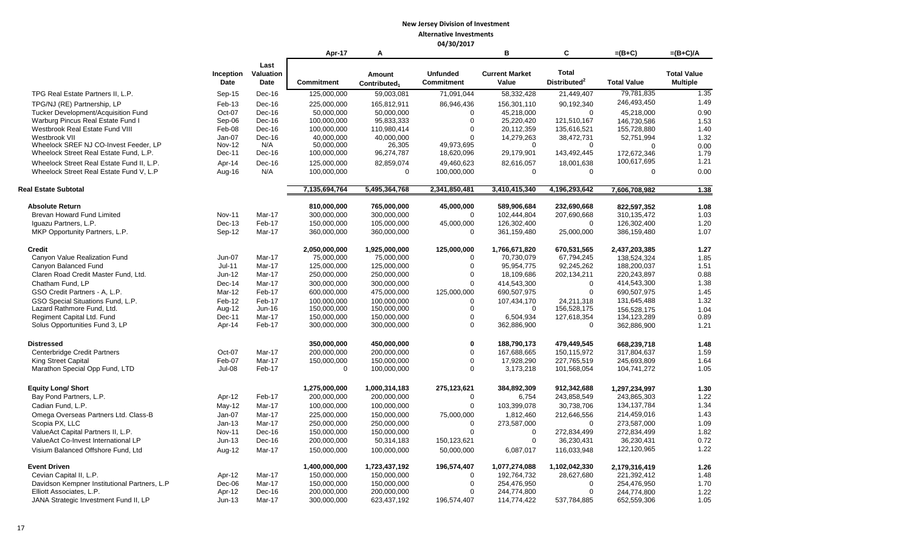# New Jersey Division of Investment

## Alternative Investments

### 04/30/2017

| | Inception Date | Last Valuation Date | Apr-17 Commitment | A Amount Contributed₁ | Unfunded Commitment | B Current Market Value | C Total Distributed[2] | =(B+C) Total Value | =(B+C)/A Total Value Multiple |
|---|---|---|---|---|---|---|---|---|---|
| TPG Real Estate Partners II, L.P. | Sep-15 | Dec-16 | 125,000,000 | 59,003,081 | 71,091,044 | 58,332,428 | 21,449,407 | 79,781,835 | 1.35 |
| TPG/NJ (RE) Partnership, LP | Feb-13 | Dec-16 | 225,000,000 | 165,812,911 | 86,946,436 | 156,301,110 | 90,192,340 | 246,493,450 | 1.49 |
| Tucker Development/Acquisition Fund | Oct-07 | Dec-16 | 50,000,000 | 50,000,000 | 0 | 45,218,000 | 0 | 45,218,000 | 0.90 |
| Warburg Pincus Real Estate Fund I | Sep-06 | Dec-16 | 100,000,000 | 95,833,333 | 0 | 25,220,420 | 121,510,167 | 146,730,586 | 1.53 |
| Westbrook Real Estate Fund VIII | Feb-08 | Dec-16 | 100,000,000 | 110,980,414 | 0 | 20,112,359 | 135,616,521 | 155,728,880 | 1.40 |
| Westbrook VII | Jan-07 | Dec-16 | 40,000,000 | 40,000,000 | 0 | 14,279,263 | 38,472,731 | 52,751,994 | 1.32 |
| Wheelock SREF NJ CO-Invest Feeder, LP | Nov-12 | N/A | 50,000,000 | 26,305 | 49,973,695 | 0 | 0 | 0 | 0.00 |
| Wheelock Street Real Estate Fund, L.P. | Dec-11 | Dec-16 | 100,000,000 | 96,274,787 | 18,620,096 | 29,179,901 | 143,492,445 | 172,672,346 | 1.79 |
| Wheelock Street Real Estate Fund II, L.P. | Apr-14 | Dec-16 | 125,000,000 | 82,859,074 | 49,460,623 | 82,616,057 | 18,001,638 | 100,617,695 | 1.21 |
| Wheelock Street Real Estate Fund V, L.P | Aug-16 | N/A | 100,000,000 | 0 | 100,000,000 | 0 | 0 | 0 | 0.00 |
| **Real Estate Subtotal** | | | **7,135,694,764** | **5,495,364,768** | **2,341,850,481** | **3,410,415,340** | **4,196,293,642** | **7,606,708,982** | **1.38** |
| **Absolute Return** | | | **810,000,000** | **765,000,000** | **45,000,000** | **589,906,684** | **232,690,668** | **822,597,352** | **1.08** |
| Brevan Howard Fund Limited | Nov-11 | Mar-17 | 300,000,000 | 300,000,000 | 0 | 102,444,804 | 207,690,668 | 310,135,472 | 1.03 |
| Iguazu Partners, L.P. | Dec-13 | Feb-17 | 150,000,000 | 105,000,000 | 45,000,000 | 126,302,400 | 0 | 126,302,400 | 1.20 |
| MKP Opportunity Partners, L.P. | Sep-12 | Mar-17 | 360,000,000 | 360,000,000 | 0 | 361,159,480 | 25,000,000 | 386,159,480 | 1.07 |
| **Credit** | | | **2,050,000,000** | **1,925,000,000** | **125,000,000** | **1,766,671,820** | **670,531,565** | **2,437,203,385** | **1.27** |
| Canyon Value Realization Fund | Jun-07 | Mar-17 | 75,000,000 | 75,000,000 | 0 | 70,730,079 | 67,794,245 | 138,524,324 | 1.85 |
| Canyon Balanced Fund | Jul-11 | Mar-17 | 125,000,000 | 125,000,000 | 0 | 95,954,775 | 92,245,262 | 188,200,037 | 1.51 |
| Claren Road Credit Master Fund, Ltd. | Jun-12 | Mar-17 | 250,000,000 | 250,000,000 | 0 | 18,109,686 | 202,134,211 | 220,243,897 | 0.88 |
| Chatham Fund, LP | Dec-14 | Mar-17 | 300,000,000 | 300,000,000 | 0 | 414,543,300 | 0 | 414,543,300 | 1.38 |
| GSO Credit Partners - A, L.P. | Mar-12 | Feb-17 | 600,000,000 | 475,000,000 | 125,000,000 | 690,507,975 | 0 | 690,507,975 | 1.45 |
| GSO Special Situations Fund, L.P. | Feb-12 | Feb-17 | 100,000,000 | 100,000,000 | 0 | 107,434,170 | 24,211,318 | 131,645,488 | 1.32 |
| Lazard Rathmore Fund, Ltd. | Aug-12 | Jun-16 | 150,000,000 | 150,000,000 | 0 | 0 | 156,528,175 | 156,528,175 | 1.04 |
| Regiment Capital Ltd. Fund | Dec-11 | Mar-17 | 150,000,000 | 150,000,000 | 0 | 6,504,934 | 127,618,354 | 134,123,289 | 0.89 |
| Solus Opportunities Fund 3, LP | Apr-14 | Feb-17 | 300,000,000 | 300,000,000 | 0 | 362,886,900 | 0 | 362,886,900 | 1.21 |
| **Distressed** | | | **350,000,000** | **450,000,000** | **0** | **188,790,173** | **479,449,545** | **668,239,718** | **1.48** |
| Centerbridge Credit Partners | Oct-07 | Mar-17 | 200,000,000 | 200,000,000 | 0 | 167,688,665 | 150,115,972 | 317,804,637 | 1.59 |
| King Street Capital | Feb-07 | Mar-17 | 150,000,000 | 150,000,000 | 0 | 17,928,290 | 227,765,519 | 245,693,809 | 1.64 |
| Marathon Special Opp Fund, LTD | Jul-08 | Feb-17 | 0 | 100,000,000 | 0 | 3,173,218 | 101,568,054 | 104,741,272 | 1.05 |
| **Equity Long/ Short** | | | **1,275,000,000** | **1,000,314,183** | **275,123,621** | **384,892,309** | **912,342,688** | **1,297,234,997** | **1.30** |
| Bay Pond Partners, L.P. | Apr-12 | Feb-17 | 200,000,000 | 200,000,000 | 0 | 6,754 | 243,858,549 | 243,865,303 | 1.22 |
| Cadian Fund, L.P. | May-12 | Mar-17 | 100,000,000 | 100,000,000 | 0 | 103,399,078 | 30,738,706 | 134,137,784 | 1.34 |
| Omega Overseas Partners Ltd. Class-B | Jan-07 | Mar-17 | 225,000,000 | 150,000,000 | 75,000,000 | 1,812,460 | 212,646,556 | 214,459,016 | 1.43 |
| Scopia PX, LLC | Jan-13 | Mar-17 | 250,000,000 | 250,000,000 | 0 | 273,587,000 | 0 | 273,587,000 | 1.09 |
| ValueAct Capital Partners II, L.P. | Nov-11 | Dec-16 | 150,000,000 | 150,000,000 | 0 | 0 | 272,834,499 | 272,834,499 | 1.82 |
| ValueAct Co-Invest International LP | Jun-13 | Dec-16 | 200,000,000 | 50,314,183 | 150,123,621 | 0 | 36,230,431 | 36,230,431 | 0.72 |
| Visium Balanced Offshore Fund, Ltd | Aug-12 | Mar-17 | 150,000,000 | 100,000,000 | 50,000,000 | 6,087,017 | 116,033,948 | 122,120,965 | 1.22 |
| **Event Driven** | | | **1,400,000,000** | **1,723,437,192** | **196,574,407** | **1,077,274,088** | **1,102,042,330** | **2,179,316,419** | **1.26** |
| Cevian Capital II, L.P. | Apr-12 | Mar-17 | 150,000,000 | 150,000,000 | 0 | 192,764,732 | 28,627,680 | 221,392,412 | 1.48 |
| Davidson Kempner Institutional Partners, L.P | Dec-06 | Mar-17 | 150,000,000 | 150,000,000 | 0 | 254,476,950 | 0 | 254,476,950 | 1.70 |
| Elliott Associates, L.P. | Apr-12 | Dec-16 | 200,000,000 | 200,000,000 | 0 | 244,774,800 | 0 | 244,774,800 | 1.22 |
| JANA Strategic Investment Fund II, LP | Jun-13 | Mar-17 | 300,000,000 | 623,437,192 | 196,574,407 | 114,774,422 | 537,784,885 | 652,559,306 | 1.05 |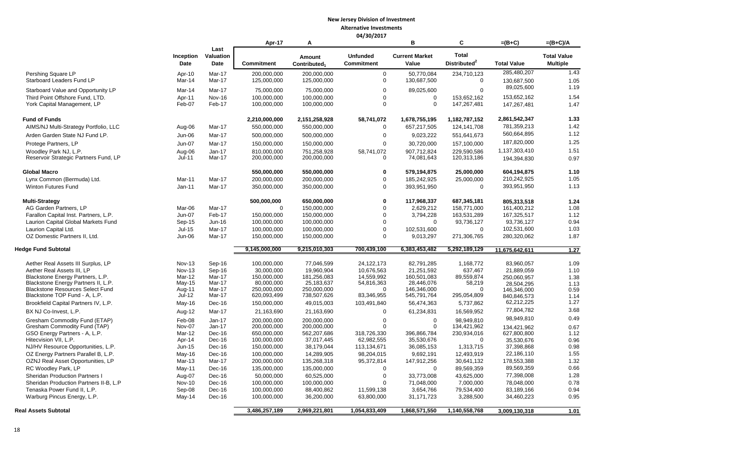**New Jersey Division of Investment**

**Alternative Investments**

**04/30/2017**

| | Inception Date | Last Valuation Date | Apr-17 Commitment | A Amount Contributed[1] | Unfunded Commitment | B Current Market Value | C Total Distributed[2] | =(B+C) Total Value | =(B+C)/A Total Value Multiple |
|---|---|---|---|---|---|---|---|---|---|
| Pershing Square LP | Apr-10 | Mar-17 | 200,000,000 | 200,000,000 | 0 | 50,770,084 | 234,710,123 | 285,480,207 | 1.43 |
| Starboard Leaders Fund LP | Mar-14 | Mar-17 | 125,000,000 | 125,000,000 | 0 | 130,687,500 | 0 | 130,687,500 | 1.05 |
| Starboard Value and Opportunity LP | Mar-14 | Mar-17 | 75,000,000 | 75,000,000 | 0 | 89,025,600 | 0 | 89,025,600 | 1.19 |
| Third Point Offshore Fund, LTD. | Apr-11 | Nov-16 | 100,000,000 | 100,000,000 | 0 | 0 | 153,652,162 | 153,652,162 | 1.54 |
| York Capital Management, LP | Feb-07 | Feb-17 | 100,000,000 | 100,000,000 | 0 | 0 | 147,267,481 | 147,267,481 | 1.47 |
| **Fund of Funds** | | | **2,210,000,000** | **2,151,258,928** | **58,741,072** | **1,678,755,195** | **1,182,787,152** | **2,861,542,347** | **1.33** |
| AIMS/NJ Multi-Strategy Portfolio, LLC | Aug-06 | Mar-17 | 550,000,000 | 550,000,000 | 0 | 657,217,505 | 124,141,708 | 781,359,213 | 1.42 |
| Arden Garden State NJ Fund LP. | Jun-06 | Mar-17 | 500,000,000 | 500,000,000 | 0 | 9,023,222 | 551,641,673 | 560,664,895 | 1.12 |
| Protege Partners, LP | Jun-07 | Mar-17 | 150,000,000 | 150,000,000 | 0 | 30,720,000 | 157,100,000 | 187,820,000 | 1.25 |
| Woodley Park NJ, L.P. | Aug-06 | Jan-17 | 810,000,000 | 751,258,928 | 58,741,072 | 907,712,824 | 229,590,586 | 1,137,303,410 | 1.51 |
| Reservoir Strategic Partners Fund, LP | Jul-11 | Mar-17 | 200,000,000 | 200,000,000 | 0 | 74,081,643 | 120,313,186 | 194,394,830 | 0.97 |
| **Global Macro** | | | **550,000,000** | **550,000,000** | **0** | **579,194,875** | **25,000,000** | **604,194,875** | **1.10** |
| Lynx Common (Bermuda) Ltd. | Mar-11 | Mar-17 | 200,000,000 | 200,000,000 | 0 | 185,242,925 | 25,000,000 | 210,242,925 | 1.05 |
| Winton Futures Fund | Jan-11 | Mar-17 | 350,000,000 | 350,000,000 | 0 | 393,951,950 | 0 | 393,951,950 | 1.13 |
| **Multi-Strategy** | | | **500,000,000** | **650,000,000** | **0** | **117,968,337** | **687,345,181** | **805,313,518** | **1.24** |
| AG Garden Partners, LP | Mar-06 | Mar-17 | 0 | 150,000,000 | 0 | 2,629,212 | 158,771,000 | 161,400,212 | 1.08 |
| Farallon Capital Inst. Partners, L.P. | Jun-07 | Feb-17 | 150,000,000 | 150,000,000 | 0 | 3,794,228 | 163,531,289 | 167,325,517 | 1.12 |
| Laurion Capital Global Markets Fund | Sep-15 | Jun-16 | 100,000,000 | 100,000,000 | 0 | 0 | 93,736,127 | 93,736,127 | 0.94 |
| Laurion Capital Ltd. | Jul-15 | Mar-17 | 100,000,000 | 100,000,000 | 0 | 102,531,600 | 0 | 102,531,600 | 1.03 |
| OZ Domestic Partners II, Ltd. | Jun-06 | Mar-17 | 150,000,000 | 150,000,000 | 0 | 9,013,297 | 271,306,765 | 280,320,062 | 1.87 |
| **Hedge Fund Subtotal** | | | **9,145,000,000** | **9,215,010,303** | **700,439,100** | **6,383,453,482** | **5,292,189,129** | **11,675,642,611** | **1.27** |
| Aether Real Assets III Surplus, LP | Nov-13 | Sep-16 | 100,000,000 | 77,046,599 | 24,122,173 | 82,791,285 | 1,168,772 | 83,960,057 | 1.09 |
| Aether Real Assets III, LP | Nov-13 | Sep-16 | 30,000,000 | 19,960,904 | 10,676,563 | 21,251,592 | 637,467 | 21,889,059 | 1.10 |
| Blackstone Energy Partners, L.P. | Mar-12 | Mar-17 | 150,000,000 | 181,256,083 | 14,559,992 | 160,501,083 | 89,559,874 | 250,060,957 | 1.38 |
| Blackstone Energy Partners II, L.P. | May-15 | Mar-17 | 80,000,000 | 25,183,637 | 54,816,363 | 28,446,076 | 58,219 | 28,504,295 | 1.13 |
| Blackstone Resources Select Fund | Aug-11 | Mar-17 | 250,000,000 | 250,000,000 | 0 | 146,346,000 | 0 | 146,346,000 | 0.59 |
| Blackstone TOP Fund - A, L.P. | Jul-12 | Mar-17 | 620,093,499 | 738,507,626 | 83,346,955 | 545,791,764 | 295,054,809 | 840,846,573 | 1.14 |
| Brookfield Capital Partners IV, L.P. | May-16 | Dec-16 | 150,000,000 | 49,015,003 | 103,491,840 | 56,474,363 | 5,737,862 | 62,212,225 | 1.27 |
| BX NJ Co-Invest, L.P. | Aug-12 | Mar-17 | 21,163,690 | 21,163,690 | 0 | 61,234,831 | 16,569,952 | 77,804,782 | 3.68 |
| Gresham Commodity Fund (ETAP) | Feb-08 | Jan-17 | 200,000,000 | 200,000,000 | 0 | 0 | 98,949,810 | 98,949,810 | 0.49 |
| Gresham Commodity Fund (TAP) | Nov-07 | Jan-17 | 200,000,000 | 200,000,000 | 0 | 0 | 134,421,962 | 134,421,962 | 0.67 |
| GSO Energy Partners - A, L.P. | Mar-12 | Dec-16 | 650,000,000 | 562,207,686 | 318,726,330 | 396,866,784 | 230,934,016 | 627,800,800 | 1.12 |
| Hitecvision VII, L.P. | Apr-14 | Dec-16 | 100,000,000 | 37,017,445 | 62,982,555 | 35,530,676 | 0 | 35,530,676 | 0.96 |
| NJ/HV Resource Opportunities, L.P. | Jun-15 | Dec-16 | 150,000,000 | 38,179,044 | 113,134,671 | 36,085,153 | 1,313,715 | 37,398,868 | 0.98 |
| OZ Energy Partners Parallel B, L.P. | May-16 | Dec-16 | 100,000,000 | 14,289,905 | 98,204,015 | 9,692,191 | 12,493,919 | 22,186,110 | 1.55 |
| OZNJ Real Asset Opportunities, LP | Mar-13 | Mar-17 | 200,000,000 | 135,268,318 | 95,372,814 | 147,912,256 | 30,641,132 | 178,553,388 | 1.32 |
| RC Woodley Park, LP | May-11 | Dec-16 | 135,000,000 | 135,000,000 | 0 | 0 | 89,569,359 | 89,569,359 | 0.66 |
| Sheridan Production Partners I | Aug-07 | Dec-16 | 50,000,000 | 60,525,000 | 0 | 33,773,008 | 43,625,000 | 77,398,008 | 1.28 |
| Sheridan Production Partners II-B, L.P | Nov-10 | Dec-16 | 100,000,000 | 100,000,000 | 0 | 71,048,000 | 7,000,000 | 78,048,000 | 0.78 |
| Tenaska Power Fund II, L.P. | Sep-08 | Dec-16 | 100,000,000 | 88,400,862 | 11,599,138 | 3,654,766 | 79,534,400 | 83,189,166 | 0.94 |
| Warburg Pincus Energy, L.P. | May-14 | Dec-16 | 100,000,000 | 36,200,000 | 63,800,000 | 31,171,723 | 3,288,500 | 34,460,223 | 0.95 |
| **Real Assets Subtotal** | | | **3,486,257,189** | **2,969,221,801** | **1,054,833,409** | **1,868,571,550** | **1,140,558,768** | **3,009,130,318** | **1.01** |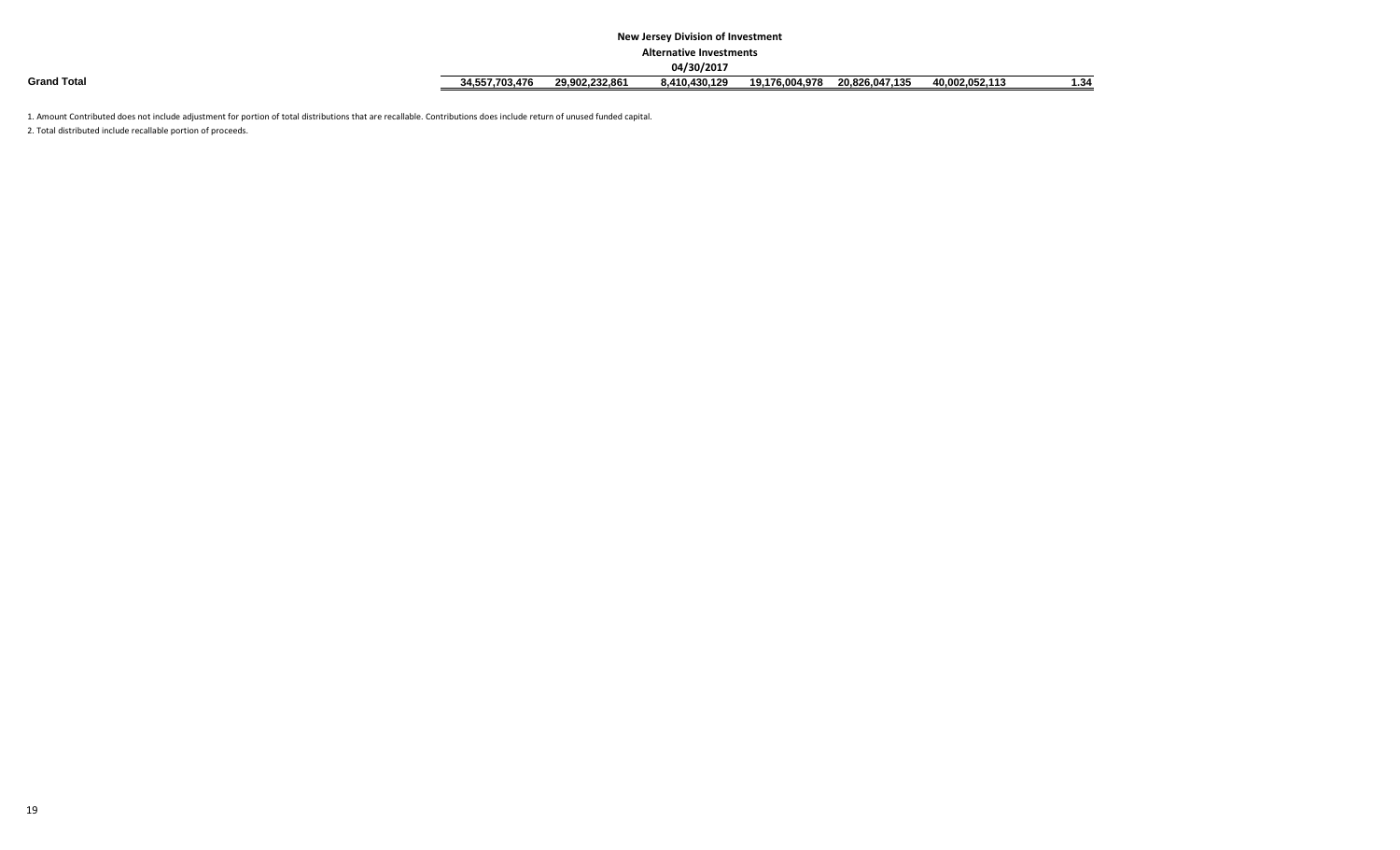**New Jersey Division of Investment**

**Alternative Investments**

**04/30/2017**

| | | | | | | | |
|---|---|---|---|---|---|---|---|
| **Grand Total** | **34,557,703,476** | **29,902,232,861** | **8,410,430,129** | **19,176,004,978** | **20,826,047,135** | **40,002,052,113** | **1.34** |

1. Amount Contributed does not include adjustment for portion of total distributions that are recallable. Contributions does include return of unused funded capital.

2. Total distributed include recallable portion of proceeds.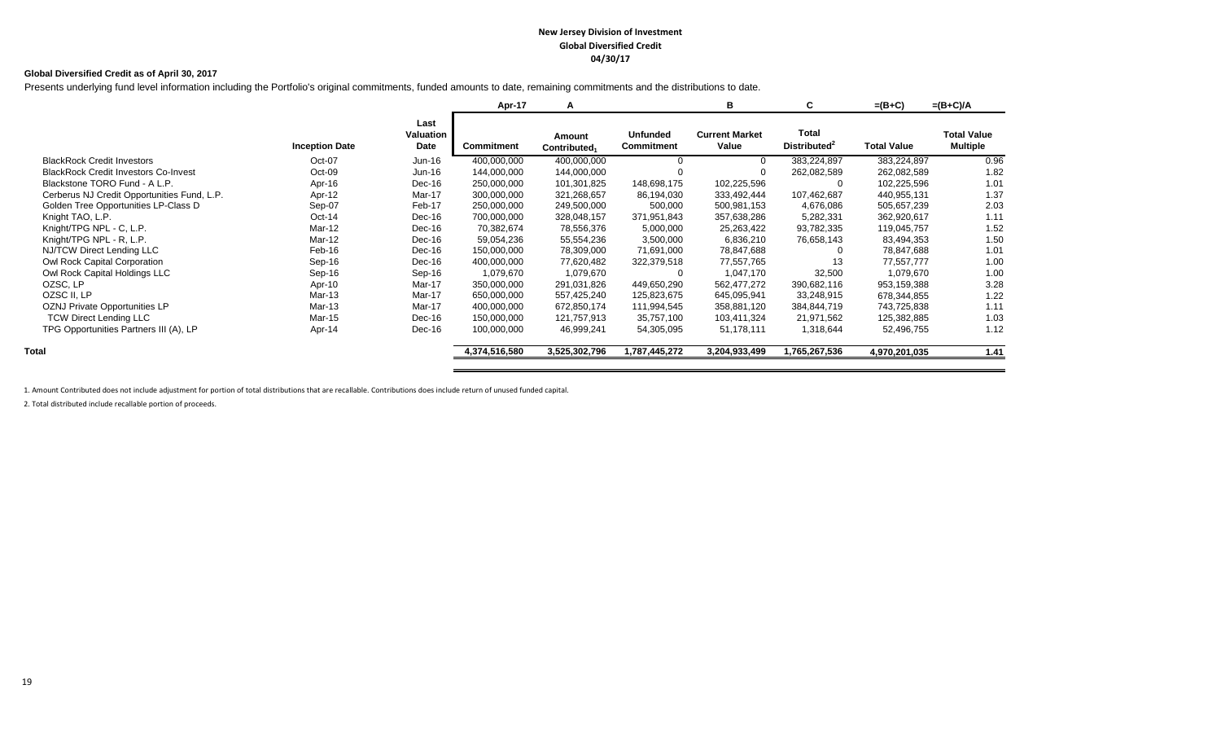**New Jersey Division of Investment**
**Global Diversified Credit**
**04/30/17**

**Global Diversified Credit as of April 30, 2017**

Presents underlying fund level information including the Portfolio's original commitments, funded amounts to date, remaining commitments and the distributions to date.

| | | | Apr-17 | A | | B | C | =(B+C) | =(B+C)/A |
|---|---|---|---|---|---|---|---|---|---|
| | Inception Date | Last Valuation Date | Commitment | Amount Contributed[1] | Unfunded Commitment | Current Market Value | Total Distributed[2] | Total Value | Total Value Multiple |
| BlackRock Credit Investors | Oct-07 | Jun-16 | 400,000,000 | 400,000,000 | 0 | 0 | 383,224,897 | 383,224,897 | 0.96 |
| BlackRock Credit Investors Co-Invest | Oct-09 | Jun-16 | 144,000,000 | 144,000,000 | 0 | 0 | 262,082,589 | 262,082,589 | 1.82 |
| Blackstone TORO Fund - A L.P. | Apr-16 | Dec-16 | 250,000,000 | 101,301,825 | 148,698,175 | 102,225,596 | 0 | 102,225,596 | 1.01 |
| Cerberus NJ Credit Opportunities Fund, L.P. | Apr-12 | Mar-17 | 300,000,000 | 321,268,657 | 86,194,030 | 333,492,444 | 107,462,687 | 440,955,131 | 1.37 |
| Golden Tree Opportunities LP-Class D | Sep-07 | Feb-17 | 250,000,000 | 249,500,000 | 500,000 | 500,981,153 | 4,676,086 | 505,657,239 | 2.03 |
| Knight TAO, L.P. | Oct-14 | Dec-16 | 700,000,000 | 328,048,157 | 371,951,843 | 357,638,286 | 5,282,331 | 362,920,617 | 1.11 |
| Knight/TPG NPL - C, L.P. | Mar-12 | Dec-16 | 70,382,674 | 78,556,376 | 5,000,000 | 25,263,422 | 93,782,335 | 119,045,757 | 1.52 |
| Knight/TPG NPL - R, L.P. | Mar-12 | Dec-16 | 59,054,236 | 55,554,236 | 3,500,000 | 6,836,210 | 76,658,143 | 83,494,353 | 1.50 |
| NJ/TCW Direct Lending LLC | Feb-16 | Dec-16 | 150,000,000 | 78,309,000 | 71,691,000 | 78,847,688 | 0 | 78,847,688 | 1.01 |
| Owl Rock Capital Corporation | Sep-16 | Dec-16 | 400,000,000 | 77,620,482 | 322,379,518 | 77,557,765 | 13 | 77,557,777 | 1.00 |
| Owl Rock Capital Holdings LLC | Sep-16 | Sep-16 | 1,079,670 | 1,079,670 | 0 | 1,047,170 | 32,500 | 1,079,670 | 1.00 |
| OZSC, LP | Apr-10 | Mar-17 | 350,000,000 | 291,031,826 | 449,650,290 | 562,477,272 | 390,682,116 | 953,159,388 | 3.28 |
| OZSC II, LP | Mar-13 | Mar-17 | 650,000,000 | 557,425,240 | 125,823,675 | 645,095,941 | 33,248,915 | 678,344,855 | 1.22 |
| OZNJ Private Opportunities LP | Mar-13 | Mar-17 | 400,000,000 | 672,850,174 | 111,994,545 | 358,881,120 | 384,844,719 | 743,725,838 | 1.11 |
| TCW Direct Lending LLC | Mar-15 | Dec-16 | 150,000,000 | 121,757,913 | 35,757,100 | 103,411,324 | 21,971,562 | 125,382,885 | 1.03 |
| TPG Opportunities Partners III (A), LP | Apr-14 | Dec-16 | 100,000,000 | 46,999,241 | 54,305,095 | 51,178,111 | 1,318,644 | 52,496,755 | 1.12 |
| **Total** | | | **4,374,516,580** | **3,525,302,796** | **1,787,445,272** | **3,204,933,499** | **1,765,267,536** | **4,970,201,035** | **1.41** |

1. Amount Contributed does not include adjustment for portion of total distributions that are recallable. Contributions does include return of unused funded capital.

2. Total distributed include recallable portion of proceeds.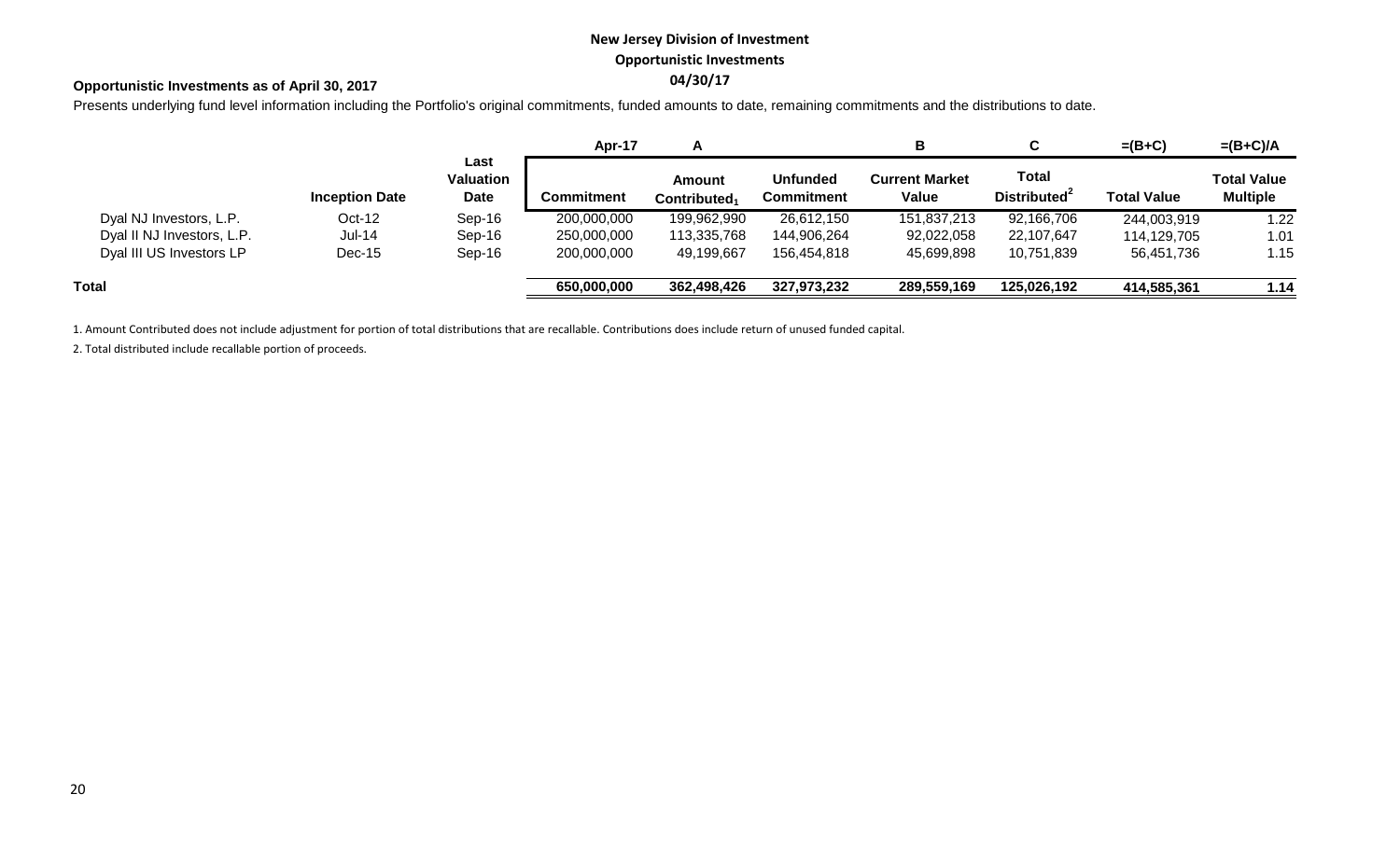**New Jersey Division of Investment**

**Opportunistic Investments**

**04/30/17**

**Opportunistic Investments as of April 30, 2017**

Presents underlying fund level information including the Portfolio's original commitments, funded amounts to date, remaining commitments and the distributions to date.

| | | | Apr-17 | A | | B | C | =(B+C) | =(B+C)/A |
|---|---|---|---|---|---|---|---|---|---|
| | Inception Date | Last Valuation Date | Commitment | Amount Contributed[1] | Unfunded Commitment | Current Market Value | Total Distributed[2] | Total Value | Total Value Multiple |
| Dyal NJ Investors, L.P. | Oct-12 | Sep-16 | 200,000,000 | 199,962,990 | 26,612,150 | 151,837,213 | 92,166,706 | 244,003,919 | 1.22 |
| Dyal II NJ Investors, L.P. | Jul-14 | Sep-16 | 250,000,000 | 113,335,768 | 144,906,264 | 92,022,058 | 22,107,647 | 114,129,705 | 1.01 |
| Dyal III US Investors LP | Dec-15 | Sep-16 | 200,000,000 | 49,199,667 | 156,454,818 | 45,699,898 | 10,751,839 | 56,451,736 | 1.15 |
| **Total** | | | **650,000,000** | **362,498,426** | **327,973,232** | **289,559,169** | **125,026,192** | **414,585,361** | **1.14** |

1. Amount Contributed does not include adjustment for portion of total distributions that are recallable. Contributions does include return of unused funded capital.

2. Total distributed include recallable portion of proceeds.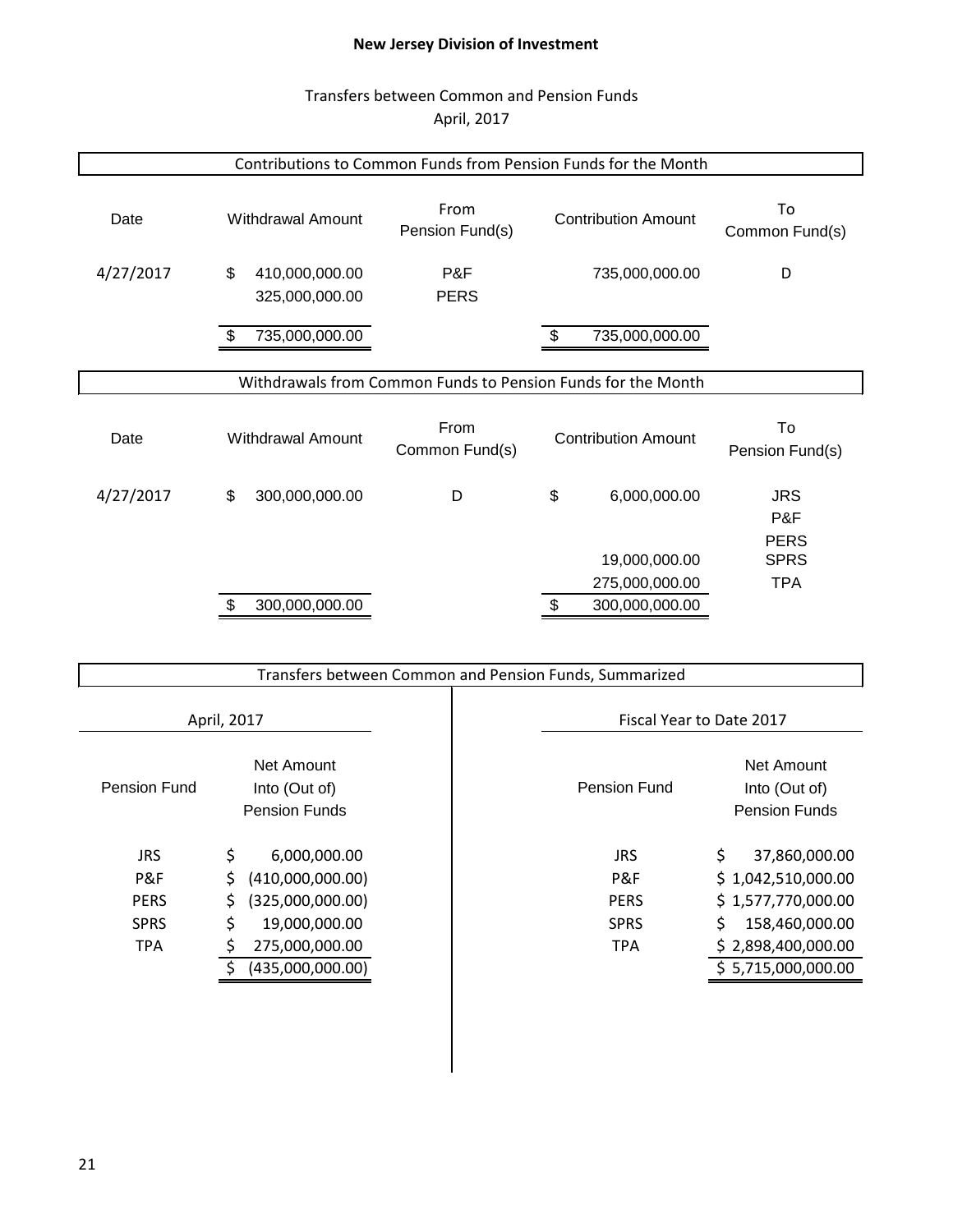**New Jersey Division of Investment**

Transfers between Common and Pension Funds
April, 2017

| Contributions to Common Funds from Pension Funds for the Month | | | | |
|---|---|---|---|---|
| Date | Withdrawal Amount | From Pension Fund(s) | Contribution Amount | To Common Fund(s) |
| 4/27/2017 | $ 410,000,000.00 | P&F | 735,000,000.00 | D |
| | 325,000,000.00 | PERS | | |
| | $ 735,000,000.00 | | $ 735,000,000.00 | |

| Withdrawals from Common Funds to Pension Funds for the Month | | | | |
|---|---|---|---|---|
| Date | Withdrawal Amount | From Common Fund(s) | Contribution Amount | To Pension Fund(s) |
| 4/27/2017 | $ 300,000,000.00 | D | $ 6,000,000.00 | JRS |
| | | | | P&F |
| | | | | PERS |
| | | | 19,000,000.00 | SPRS |
| | | | 275,000,000.00 | TPA |
| | $ 300,000,000.00 | | $ 300,000,000.00 | |

Transfers between Common and Pension Funds, Summarized

| April, 2017 | | Fiscal Year to Date 2017 | |
|---|---|---|---|
| Pension Fund | Net Amount Into (Out of) Pension Funds | Pension Fund | Net Amount Into (Out of) Pension Funds |
| JRS | $ 6,000,000.00 | JRS | $ 37,860,000.00 |
| P&F | $ (410,000,000.00) | P&F | $ 1,042,510,000.00 |
| PERS | $ (325,000,000.00) | PERS | $ 1,577,770,000.00 |
| SPRS | $ 19,000,000.00 | SPRS | $ 158,460,000.00 |
| TPA | $ 275,000,000.00 | TPA | $ 2,898,400,000.00 |
| | $ (435,000,000.00) | | $ 5,715,000,000.00 |